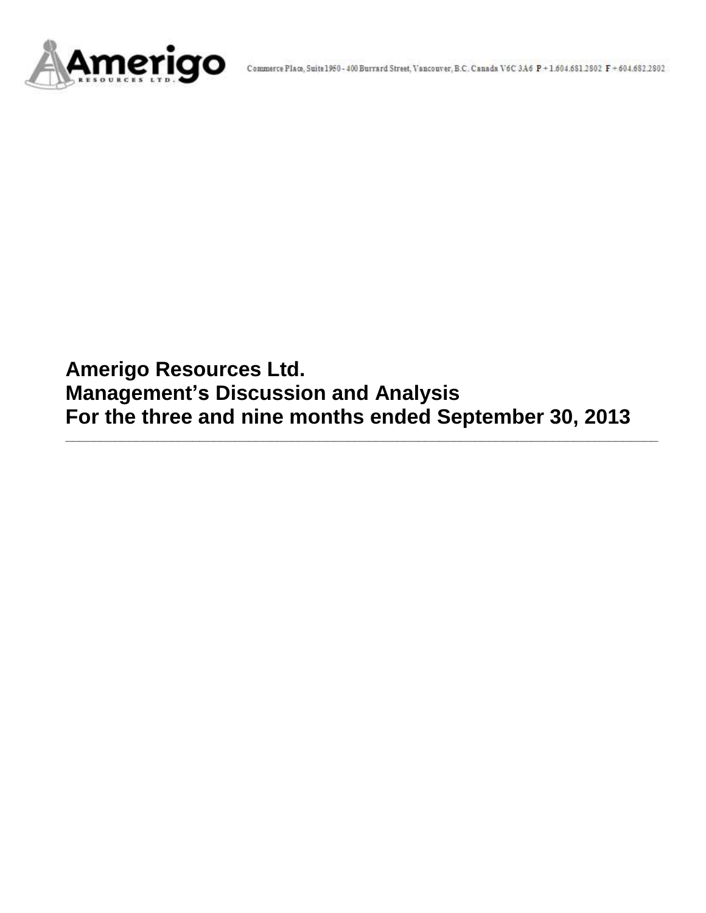Amerigo Resources Ltd.

Commerce Place, Suite 1950 - 400 Burrard Street, Vancouver, B.C. Canada V6C 3A6 P + 1.604.681.2802 F + 604.682.2802

# Amerigo Resources Ltd.
# Management's Discussion and Analysis
# For the three and nine months ended September 30, 2013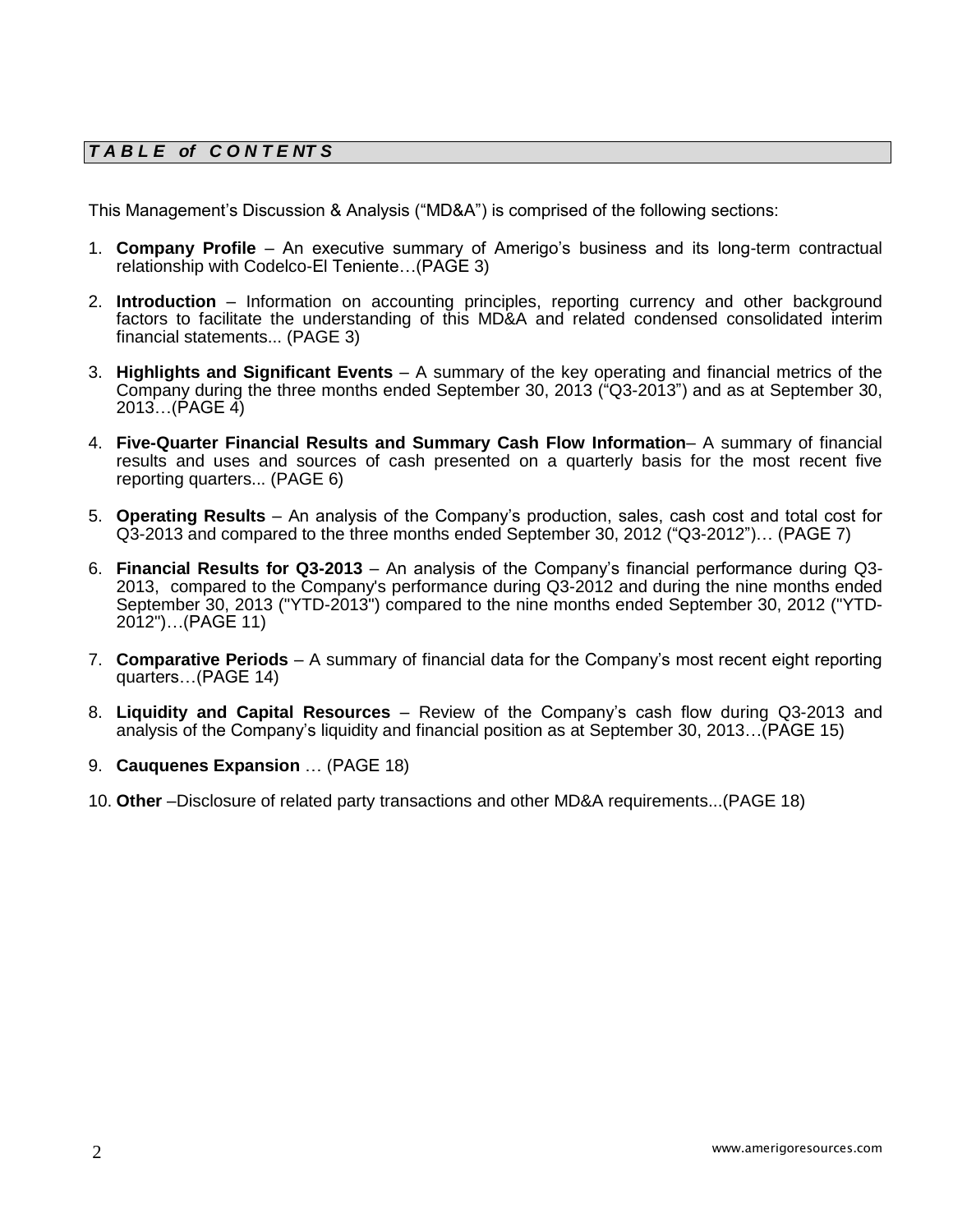## *T A B L E of C O N T E NT S*

This Management's Discussion & Analysis ("MD&A") is comprised of the following sections:

1. **Company Profile** – An executive summary of Amerigo's business and its long-term contractual relationship with Codelco-El Teniente…(PAGE 3)

2. **Introduction** – Information on accounting principles, reporting currency and other background factors to facilitate the understanding of this MD&A and related condensed consolidated interim financial statements... (PAGE 3)

3. **Highlights and Significant Events** – A summary of the key operating and financial metrics of the Company during the three months ended September 30, 2013 ("Q3-2013") and as at September 30, 2013…(PAGE 4)

4. **Five-Quarter Financial Results and Summary Cash Flow Information**– A summary of financial results and uses and sources of cash presented on a quarterly basis for the most recent five reporting quarters... (PAGE 6)

5. **Operating Results** – An analysis of the Company's production, sales, cash cost and total cost for Q3-2013 and compared to the three months ended September 30, 2012 ("Q3-2012")… (PAGE 7)

6. **Financial Results for Q3-2013** – An analysis of the Company's financial performance during Q3-2013, compared to the Company's performance during Q3-2012 and during the nine months ended September 30, 2013 ("YTD-2013") compared to the nine months ended September 30, 2012 ("YTD-2012")…(PAGE 11)

7. **Comparative Periods** – A summary of financial data for the Company's most recent eight reporting quarters…(PAGE 14)

8. **Liquidity and Capital Resources** – Review of the Company's cash flow during Q3-2013 and analysis of the Company's liquidity and financial position as at September 30, 2013…(PAGE 15)

9. **Cauquenes Expansion** … (PAGE 18)

10. **Other** –Disclosure of related party transactions and other MD&A requirements...(PAGE 18)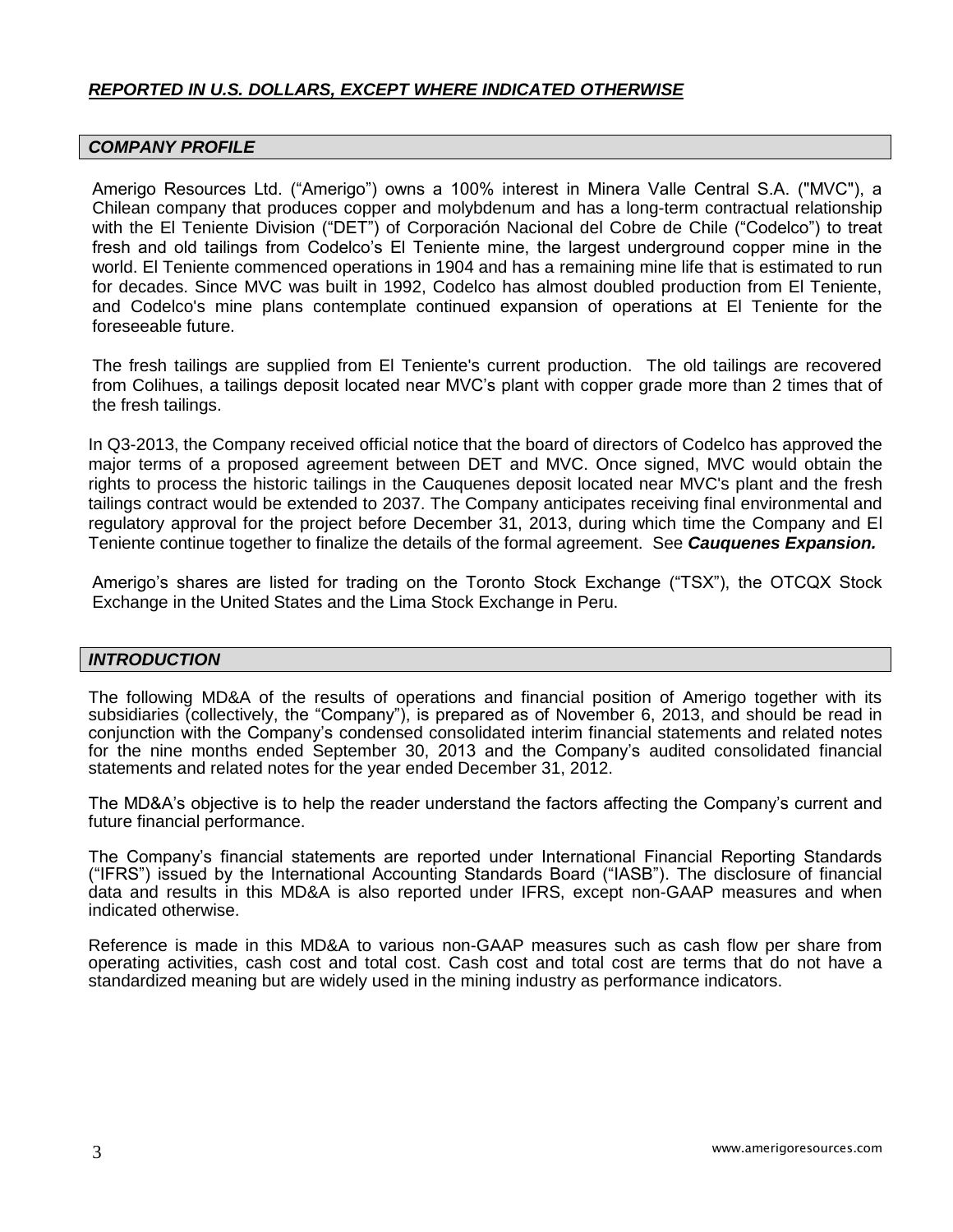***REPORTED IN U.S. DOLLARS, EXCEPT WHERE INDICATED OTHERWISE***

## *COMPANY PROFILE*

Amerigo Resources Ltd. ("Amerigo") owns a 100% interest in Minera Valle Central S.A. ("MVC"), a Chilean company that produces copper and molybdenum and has a long-term contractual relationship with the El Teniente Division ("DET") of Corporación Nacional del Cobre de Chile ("Codelco") to treat fresh and old tailings from Codelco's El Teniente mine, the largest underground copper mine in the world. El Teniente commenced operations in 1904 and has a remaining mine life that is estimated to run for decades. Since MVC was built in 1992, Codelco has almost doubled production from El Teniente, and Codelco's mine plans contemplate continued expansion of operations at El Teniente for the foreseeable future.

The fresh tailings are supplied from El Teniente's current production. The old tailings are recovered from Colihues, a tailings deposit located near MVC's plant with copper grade more than 2 times that of the fresh tailings.

In Q3-2013, the Company received official notice that the board of directors of Codelco has approved the major terms of a proposed agreement between DET and MVC. Once signed, MVC would obtain the rights to process the historic tailings in the Cauquenes deposit located near MVC's plant and the fresh tailings contract would be extended to 2037. The Company anticipates receiving final environmental and regulatory approval for the project before December 31, 2013, during which time the Company and El Teniente continue together to finalize the details of the formal agreement. See ***Cauquenes Expansion.***

Amerigo's shares are listed for trading on the Toronto Stock Exchange ("TSX"), the OTCQX Stock Exchange in the United States and the Lima Stock Exchange in Peru.

## *INTRODUCTION*

The following MD&A of the results of operations and financial position of Amerigo together with its subsidiaries (collectively, the "Company"), is prepared as of November 6, 2013, and should be read in conjunction with the Company's condensed consolidated interim financial statements and related notes for the nine months ended September 30, 2013 and the Company's audited consolidated financial statements and related notes for the year ended December 31, 2012.

The MD&A's objective is to help the reader understand the factors affecting the Company's current and future financial performance.

The Company's financial statements are reported under International Financial Reporting Standards ("IFRS") issued by the International Accounting Standards Board ("IASB"). The disclosure of financial data and results in this MD&A is also reported under IFRS, except non-GAAP measures and when indicated otherwise.

Reference is made in this MD&A to various non-GAAP measures such as cash flow per share from operating activities, cash cost and total cost. Cash cost and total cost are terms that do not have a standardized meaning but are widely used in the mining industry as performance indicators.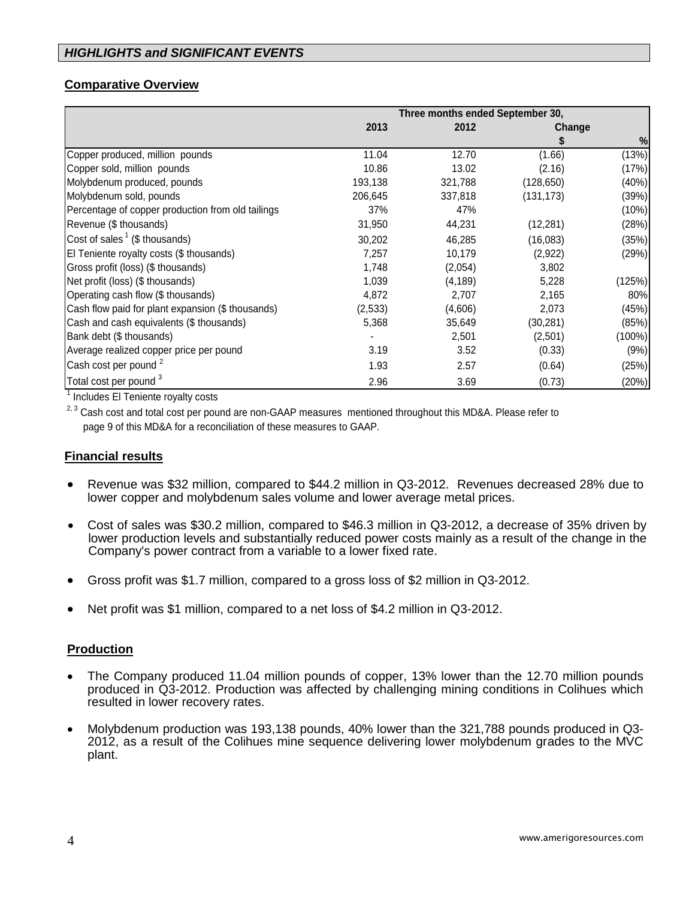## *HIGHLIGHTS and SIGNIFICANT EVENTS*

### Comparative Overview

| | Three months ended September 30, | | | |
|---|---|---|---|---|
| | 2013 | 2012 | Change | |
| | | | $ | % |
| Copper produced, million pounds | 11.04 | 12.70 | (1.66) | (13%) |
| Copper sold, million pounds | 10.86 | 13.02 | (2.16) | (17%) |
| Molybdenum produced, pounds | 193,138 | 321,788 | (128,650) | (40%) |
| Molybdenum sold, pounds | 206,645 | 337,818 | (131,173) | (39%) |
| Percentage of copper production from old tailings | 37% | 47% | | (10%) |
| Revenue ($ thousands) | 31,950 | 44,231 | (12,281) | (28%) |
| Cost of sales [1] ($ thousands) | 30,202 | 46,285 | (16,083) | (35%) |
| El Teniente royalty costs ($ thousands) | 7,257 | 10,179 | (2,922) | (29%) |
| Gross profit (loss) ($ thousands) | 1,748 | (2,054) | 3,802 | |
| Net profit (loss) ($ thousands) | 1,039 | (4,189) | 5,228 | (125%) |
| Operating cash flow ($ thousands) | 4,872 | 2,707 | 2,165 | 80% |
| Cash flow paid for plant expansion ($ thousands) | (2,533) | (4,606) | 2,073 | (45%) |
| Cash and cash equivalents ($ thousands) | 5,368 | 35,649 | (30,281) | (85%) |
| Bank debt ($ thousands) | - | 2,501 | (2,501) | (100%) |
| Average realized copper price per pound | 3.19 | 3.52 | (0.33) | (9%) |
| Cash cost per pound [2] | 1.93 | 2.57 | (0.64) | (25%) |
| Total cost per pound [3] | 2.96 | 3.69 | (0.73) | (20%) |

[1] Includes El Teniente royalty costs

[2, 3] Cash cost and total cost per pound are non-GAAP measures mentioned throughout this MD&A. Please refer to page 9 of this MD&A for a reconciliation of these measures to GAAP.

### Financial results

- Revenue was $32 million, compared to $44.2 million in Q3-2012. Revenues decreased 28% due to lower copper and molybdenum sales volume and lower average metal prices.
- Cost of sales was $30.2 million, compared to $46.3 million in Q3-2012, a decrease of 35% driven by lower production levels and substantially reduced power costs mainly as a result of the change in the Company's power contract from a variable to a lower fixed rate.
- Gross profit was $1.7 million, compared to a gross loss of $2 million in Q3-2012.
- Net profit was $1 million, compared to a net loss of $4.2 million in Q3-2012.

### Production

- The Company produced 11.04 million pounds of copper, 13% lower than the 12.70 million pounds produced in Q3-2012. Production was affected by challenging mining conditions in Colihues which resulted in lower recovery rates.
- Molybdenum production was 193,138 pounds, 40% lower than the 321,788 pounds produced in Q3-2012, as a result of the Colihues mine sequence delivering lower molybdenum grades to the MVC plant.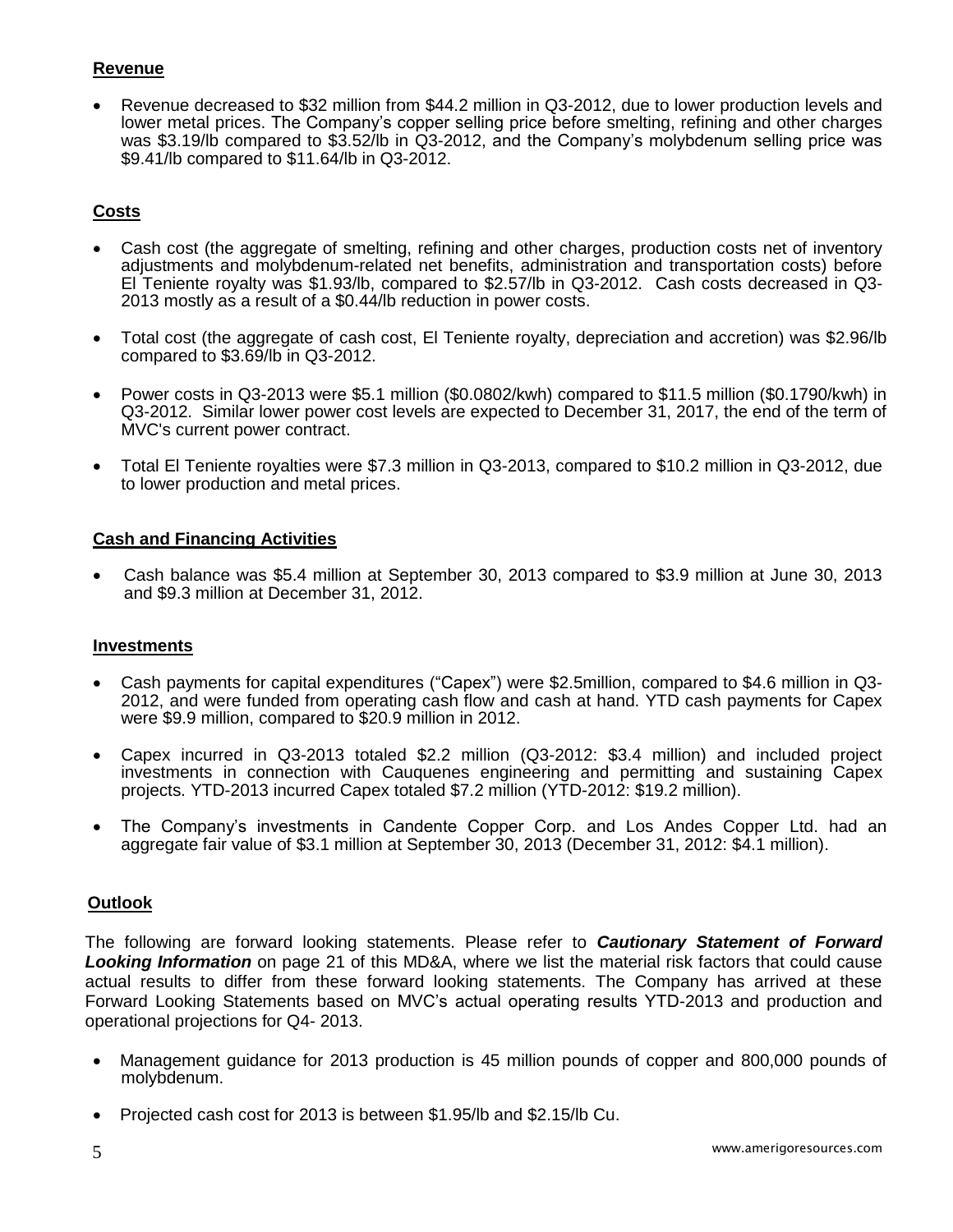## Revenue

- Revenue decreased to $32 million from $44.2 million in Q3-2012, due to lower production levels and lower metal prices. The Company's copper selling price before smelting, refining and other charges was $3.19/lb compared to $3.52/lb in Q3-2012, and the Company's molybdenum selling price was $9.41/lb compared to $11.64/lb in Q3-2012.

## Costs

- Cash cost (the aggregate of smelting, refining and other charges, production costs net of inventory adjustments and molybdenum-related net benefits, administration and transportation costs) before El Teniente royalty was $1.93/lb, compared to $2.57/lb in Q3-2012. Cash costs decreased in Q3-2013 mostly as a result of a $0.44/lb reduction in power costs.

- Total cost (the aggregate of cash cost, El Teniente royalty, depreciation and accretion) was $2.96/lb compared to $3.69/lb in Q3-2012.

- Power costs in Q3-2013 were $5.1 million ($0.0802/kwh) compared to $11.5 million ($0.1790/kwh) in Q3-2012. Similar lower power cost levels are expected to December 31, 2017, the end of the term of MVC's current power contract.

- Total El Teniente royalties were $7.3 million in Q3-2013, compared to $10.2 million in Q3-2012, due to lower production and metal prices.

## Cash and Financing Activities

- Cash balance was $5.4 million at September 30, 2013 compared to $3.9 million at June 30, 2013 and $9.3 million at December 31, 2012.

## Investments

- Cash payments for capital expenditures ("Capex") were $2.5million, compared to $4.6 million in Q3-2012, and were funded from operating cash flow and cash at hand. YTD cash payments for Capex were $9.9 million, compared to $20.9 million in 2012.

- Capex incurred in Q3-2013 totaled $2.2 million (Q3-2012: $3.4 million) and included project investments in connection with Cauquenes engineering and permitting and sustaining Capex projects. YTD-2013 incurred Capex totaled $7.2 million (YTD-2012: $19.2 million).

- The Company's investments in Candente Copper Corp. and Los Andes Copper Ltd. had an aggregate fair value of $3.1 million at September 30, 2013 (December 31, 2012: $4.1 million).

## Outlook

The following are forward looking statements. Please refer to ***Cautionary Statement of Forward Looking Information*** on page 21 of this MD&A, where we list the material risk factors that could cause actual results to differ from these forward looking statements. The Company has arrived at these Forward Looking Statements based on MVC's actual operating results YTD-2013 and production and operational projections for Q4- 2013.

- Management guidance for 2013 production is 45 million pounds of copper and 800,000 pounds of molybdenum.

- Projected cash cost for 2013 is between $1.95/lb and $2.15/lb Cu.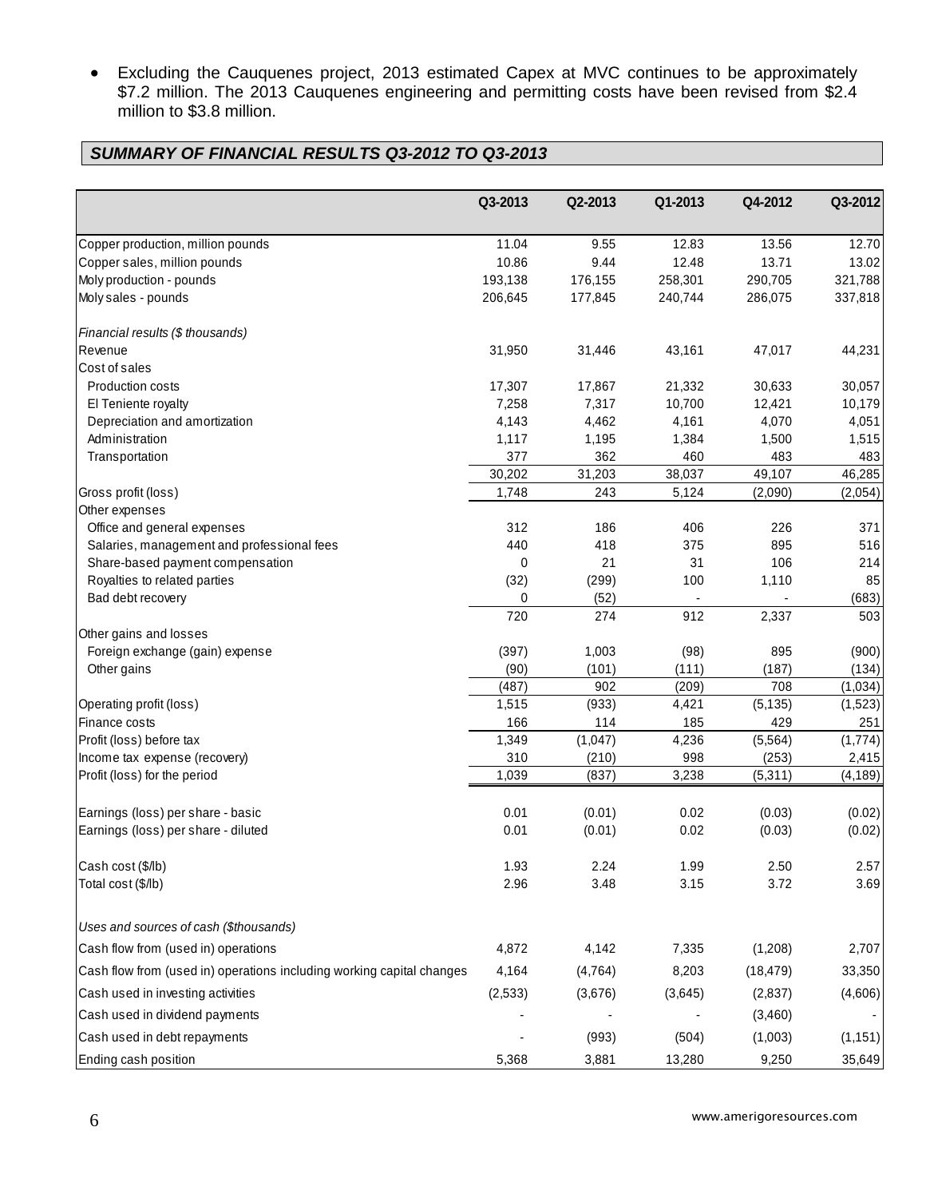- Excluding the Cauquenes project, 2013 estimated Capex at MVC continues to be approximately \$7.2 million. The 2013 Cauquenes engineering and permitting costs have been revised from \$2.4 million to \$3.8 million.

## *SUMMARY OF FINANCIAL RESULTS Q3-2012 TO Q3-2013*

| | Q3-2013 | Q2-2013 | Q1-2013 | Q4-2012 | Q3-2012 |
|---|---|---|---|---|---|
| Copper production, million pounds | 11.04 | 9.55 | 12.83 | 13.56 | 12.70 |
| Copper sales, million pounds | 10.86 | 9.44 | 12.48 | 13.71 | 13.02 |
| Moly production - pounds | 193,138 | 176,155 | 258,301 | 290,705 | 321,788 |
| Moly sales - pounds | 206,645 | 177,845 | 240,744 | 286,075 | 337,818 |
| *Financial results (\$ thousands)* | | | | | |
| Revenue | 31,950 | 31,446 | 43,161 | 47,017 | 44,231 |
| Cost of sales | | | | | |
| Production costs | 17,307 | 17,867 | 21,332 | 30,633 | 30,057 |
| El Teniente royalty | 7,258 | 7,317 | 10,700 | 12,421 | 10,179 |
| Depreciation and amortization | 4,143 | 4,462 | 4,161 | 4,070 | 4,051 |
| Administration | 1,117 | 1,195 | 1,384 | 1,500 | 1,515 |
| Transportation | 377 | 362 | 460 | 483 | 483 |
| | 30,202 | 31,203 | 38,037 | 49,107 | 46,285 |
| Gross profit (loss) | 1,748 | 243 | 5,124 | (2,090) | (2,054) |
| Other expenses | | | | | |
| Office and general expenses | 312 | 186 | 406 | 226 | 371 |
| Salaries, management and professional fees | 440 | 418 | 375 | 895 | 516 |
| Share-based payment compensation | 0 | 21 | 31 | 106 | 214 |
| Royalties to related parties | (32) | (299) | 100 | 1,110 | 85 |
| Bad debt recovery | 0 | (52) | - | - | (683) |
| | 720 | 274 | 912 | 2,337 | 503 |
| Other gains and losses | | | | | |
| Foreign exchange (gain) expense | (397) | 1,003 | (98) | 895 | (900) |
| Other gains | (90) | (101) | (111) | (187) | (134) |
| | (487) | 902 | (209) | 708 | (1,034) |
| Operating profit (loss) | 1,515 | (933) | 4,421 | (5,135) | (1,523) |
| Finance costs | 166 | 114 | 185 | 429 | 251 |
| Profit (loss) before tax | 1,349 | (1,047) | 4,236 | (5,564) | (1,774) |
| Income tax expense (recovery) | 310 | (210) | 998 | (253) | 2,415 |
| Profit (loss) for the period | 1,039 | (837) | 3,238 | (5,311) | (4,189) |
| Earnings (loss) per share - basic | 0.01 | (0.01) | 0.02 | (0.03) | (0.02) |
| Earnings (loss) per share - diluted | 0.01 | (0.01) | 0.02 | (0.03) | (0.02) |
| Cash cost (\$/lb) | 1.93 | 2.24 | 1.99 | 2.50 | 2.57 |
| Total cost (\$/lb) | 2.96 | 3.48 | 3.15 | 3.72 | 3.69 |
| *Uses and sources of cash (\$thousands)* | | | | | |
| Cash flow from (used in) operations | 4,872 | 4,142 | 7,335 | (1,208) | 2,707 |
| Cash flow from (used in) operations including working capital changes | 4,164 | (4,764) | 8,203 | (18,479) | 33,350 |
| Cash used in investing activities | (2,533) | (3,676) | (3,645) | (2,837) | (4,606) |
| Cash used in dividend payments | - | - | - | (3,460) | - |
| Cash used in debt repayments | - | (993) | (504) | (1,003) | (1,151) |
| Ending cash position | 5,368 | 3,881 | 13,280 | 9,250 | 35,649 |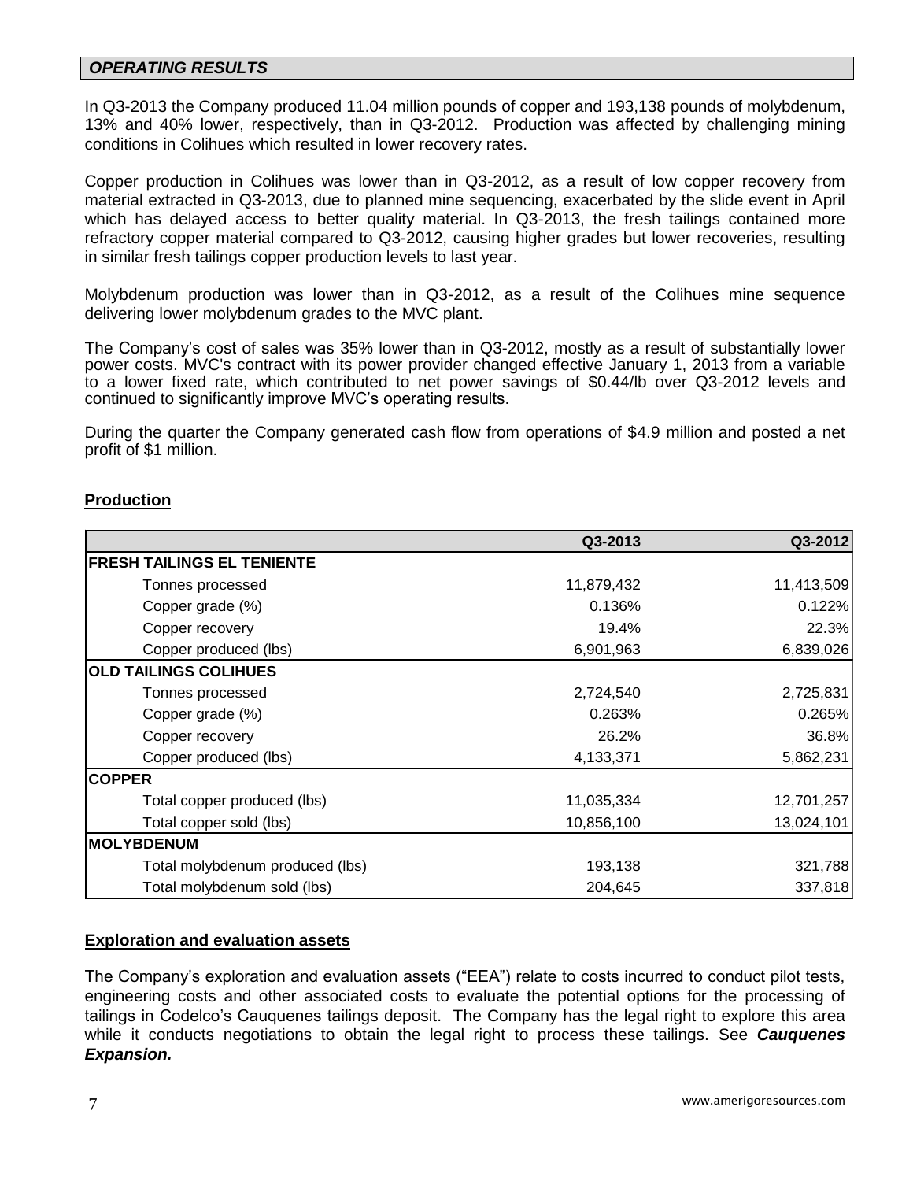## *OPERATING RESULTS*

In Q3-2013 the Company produced 11.04 million pounds of copper and 193,138 pounds of molybdenum, 13% and 40% lower, respectively, than in Q3-2012. Production was affected by challenging mining conditions in Colihues which resulted in lower recovery rates.

Copper production in Colihues was lower than in Q3-2012, as a result of low copper recovery from material extracted in Q3-2013, due to planned mine sequencing, exacerbated by the slide event in April which has delayed access to better quality material. In Q3-2013, the fresh tailings contained more refractory copper material compared to Q3-2012, causing higher grades but lower recoveries, resulting in similar fresh tailings copper production levels to last year.

Molybdenum production was lower than in Q3-2012, as a result of the Colihues mine sequence delivering lower molybdenum grades to the MVC plant.

The Company's cost of sales was 35% lower than in Q3-2012, mostly as a result of substantially lower power costs. MVC's contract with its power provider changed effective January 1, 2013 from a variable to a lower fixed rate, which contributed to net power savings of $0.44/lb over Q3-2012 levels and continued to significantly improve MVC's operating results.

During the quarter the Company generated cash flow from operations of $4.9 million and posted a net profit of $1 million.

### Production

| | Q3-2013 | Q3-2012 |
|---|---|---|
| **FRESH TAILINGS EL TENIENTE** | | |
| Tonnes processed | 11,879,432 | 11,413,509 |
| Copper grade (%) | 0.136% | 0.122% |
| Copper recovery | 19.4% | 22.3% |
| Copper produced (lbs) | 6,901,963 | 6,839,026 |
| **OLD TAILINGS COLIHUES** | | |
| Tonnes processed | 2,724,540 | 2,725,831 |
| Copper grade (%) | 0.263% | 0.265% |
| Copper recovery | 26.2% | 36.8% |
| Copper produced (lbs) | 4,133,371 | 5,862,231 |
| **COPPER** | | |
| Total copper produced (lbs) | 11,035,334 | 12,701,257 |
| Total copper sold (lbs) | 10,856,100 | 13,024,101 |
| **MOLYBDENUM** | | |
| Total molybdenum produced (lbs) | 193,138 | 321,788 |
| Total molybdenum sold (lbs) | 204,645 | 337,818 |

### Exploration and evaluation assets

The Company's exploration and evaluation assets ("EEA") relate to costs incurred to conduct pilot tests, engineering costs and other associated costs to evaluate the potential options for the processing of tailings in Codelco's Cauquenes tailings deposit. The Company has the legal right to explore this area while it conducts negotiations to obtain the legal right to process these tailings. See ***Cauquenes Expansion.***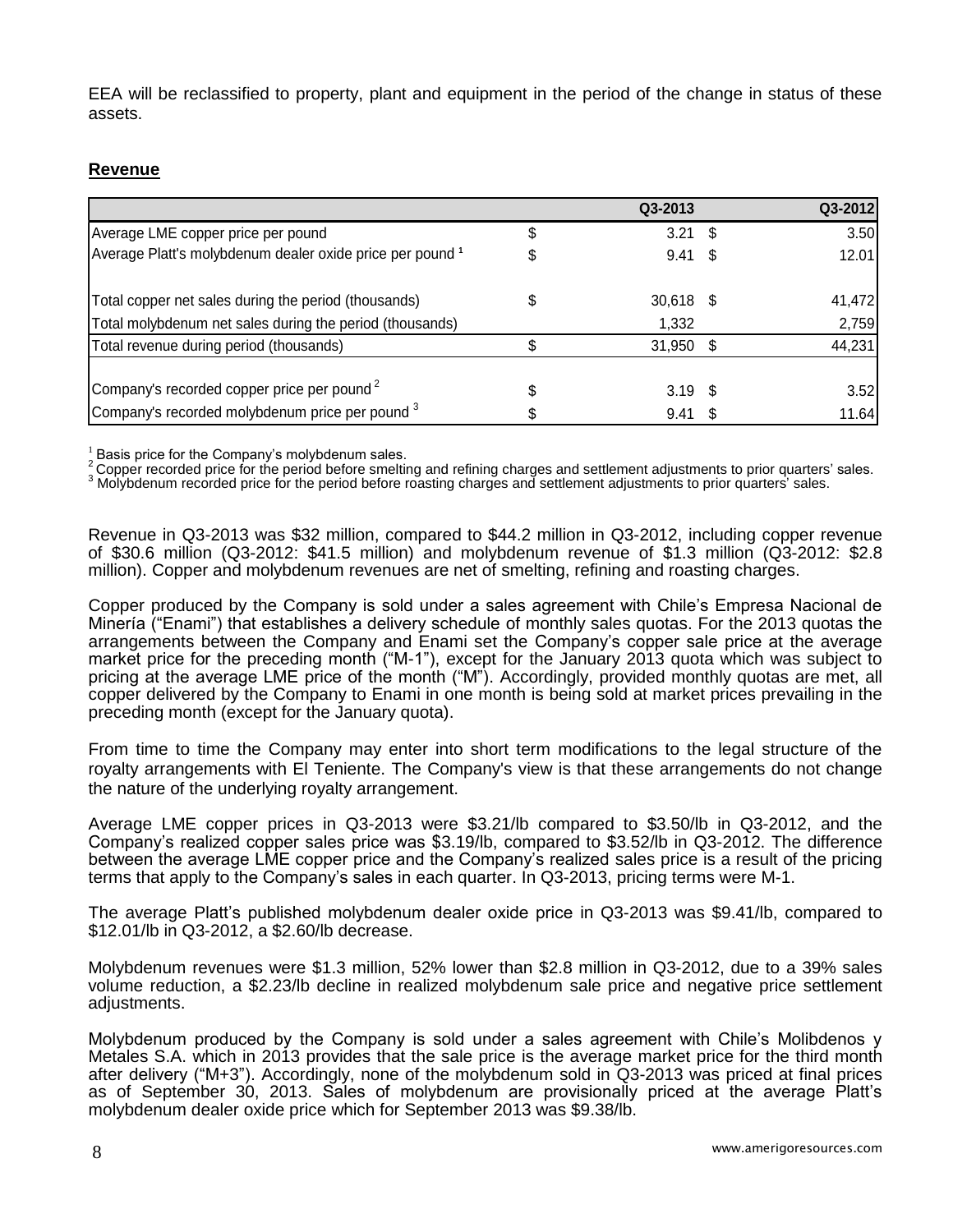EEA will be reclassified to property, plant and equipment in the period of the change in status of these assets.

## Revenue

| | | Q3-2013 | | Q3-2012 |
|---|---|---|---|---|
| Average LME copper price per pound | $ | 3.21 | $ | 3.50 |
| Average Platt's molybdenum dealer oxide price per pound [1] | $ | 9.41 | $ | 12.01 |
| | | | | |
| Total copper net sales during the period (thousands) | $ | 30,618 | $ | 41,472 |
| Total molybdenum net sales during the period (thousands) | | 1,332 | | 2,759 |
| Total revenue during period (thousands) | $ | 31,950 | $ | 44,231 |
| | | | | |
| Company's recorded copper price per pound [2] | $ | 3.19 | $ | 3.52 |
| Company's recorded molybdenum price per pound [3] | $ | 9.41 | $ | 11.64 |

[1] Basis price for the Company's molybdenum sales.
[2] Copper recorded price for the period before smelting and refining charges and settlement adjustments to prior quarters' sales.
[3] Molybdenum recorded price for the period before roasting charges and settlement adjustments to prior quarters' sales.

Revenue in Q3-2013 was $32 million, compared to $44.2 million in Q3-2012, including copper revenue of $30.6 million (Q3-2012: $41.5 million) and molybdenum revenue of $1.3 million (Q3-2012: $2.8 million). Copper and molybdenum revenues are net of smelting, refining and roasting charges.

Copper produced by the Company is sold under a sales agreement with Chile's Empresa Nacional de Minería ("Enami") that establishes a delivery schedule of monthly sales quotas. For the 2013 quotas the arrangements between the Company and Enami set the Company's copper sale price at the average market price for the preceding month ("M-1"), except for the January 2013 quota which was subject to pricing at the average LME price of the month ("M"). Accordingly, provided monthly quotas are met, all copper delivered by the Company to Enami in one month is being sold at market prices prevailing in the preceding month (except for the January quota).

From time to time the Company may enter into short term modifications to the legal structure of the royalty arrangements with El Teniente. The Company's view is that these arrangements do not change the nature of the underlying royalty arrangement.

Average LME copper prices in Q3-2013 were $3.21/lb compared to $3.50/lb in Q3-2012, and the Company's realized copper sales price was $3.19/lb, compared to $3.52/lb in Q3-2012. The difference between the average LME copper price and the Company's realized sales price is a result of the pricing terms that apply to the Company's sales in each quarter. In Q3-2013, pricing terms were M-1.

The average Platt's published molybdenum dealer oxide price in Q3-2013 was $9.41/lb, compared to $12.01/lb in Q3-2012, a $2.60/lb decrease.

Molybdenum revenues were $1.3 million, 52% lower than $2.8 million in Q3-2012, due to a 39% sales volume reduction, a $2.23/lb decline in realized molybdenum sale price and negative price settlement adjustments.

Molybdenum produced by the Company is sold under a sales agreement with Chile's Molibdenos y Metales S.A. which in 2013 provides that the sale price is the average market price for the third month after delivery ("M+3"). Accordingly, none of the molybdenum sold in Q3-2013 was priced at final prices as of September 30, 2013. Sales of molybdenum are provisionally priced at the average Platt's molybdenum dealer oxide price which for September 2013 was $9.38/lb.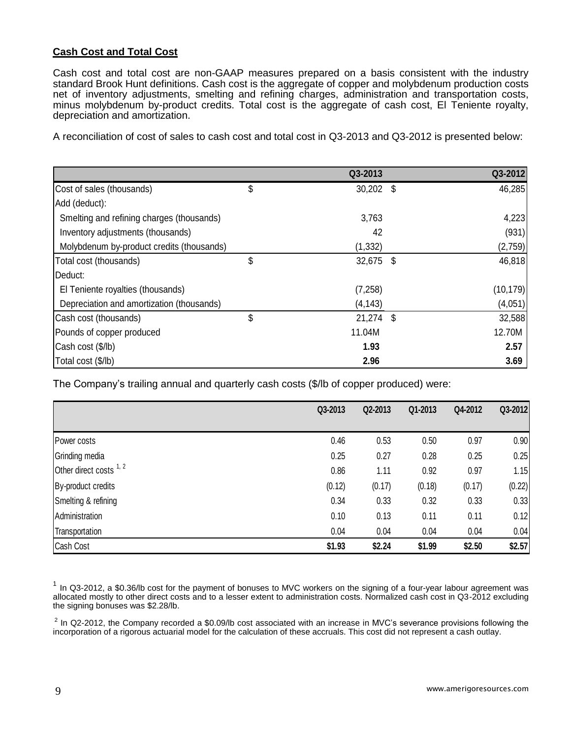**Cash Cost and Total Cost**

Cash cost and total cost are non-GAAP measures prepared on a basis consistent with the industry standard Brook Hunt definitions. Cash cost is the aggregate of copper and molybdenum production costs net of inventory adjustments, smelting and refining charges, administration and transportation costs, minus molybdenum by-product credits. Total cost is the aggregate of cash cost, El Teniente royalty, depreciation and amortization.

A reconciliation of cost of sales to cash cost and total cost in Q3-2013 and Q3-2012 is presented below:

| | | Q3-2013 | | Q3-2012 |
|---|---|---|---|---|
| Cost of sales (thousands) | $ | 30,202 | $ | 46,285 |
| Add (deduct): | | | | |
| Smelting and refining charges (thousands) | | 3,763 | | 4,223 |
| Inventory adjustments (thousands) | | 42 | | (931) |
| Molybdenum by-product credits (thousands) | | (1,332) | | (2,759) |
| Total cost (thousands) | $ | 32,675 | $ | 46,818 |
| Deduct: | | | | |
| El Teniente royalties (thousands) | | (7,258) | | (10,179) |
| Depreciation and amortization (thousands) | | (4,143) | | (4,051) |
| Cash cost (thousands) | $ | 21,274 | $ | 32,588 |
| Pounds of copper produced | | 11.04M | | 12.70M |
| Cash cost ($/lb) | | **1.93** | | **2.57** |
| Total cost ($/lb) | | **2.96** | | **3.69** |

The Company's trailing annual and quarterly cash costs ($/lb of copper produced) were:

| | Q3-2013 | Q2-2013 | Q1-2013 | Q4-2012 | Q3-2012 |
|---|---|---|---|---|---|
| Power costs | 0.46 | 0.53 | 0.50 | 0.97 | 0.90 |
| Grinding media | 0.25 | 0.27 | 0.28 | 0.25 | 0.25 |
| Other direct costs [1, 2] | 0.86 | 1.11 | 0.92 | 0.97 | 1.15 |
| By-product credits | (0.12) | (0.17) | (0.18) | (0.17) | (0.22) |
| Smelting & refining | 0.34 | 0.33 | 0.32 | 0.33 | 0.33 |
| Administration | 0.10 | 0.13 | 0.11 | 0.11 | 0.12 |
| Transportation | 0.04 | 0.04 | 0.04 | 0.04 | 0.04 |
| Cash Cost | **$1.93** | **$2.24** | **$1.99** | **$2.50** | **$2.57** |

[1] In Q3-2012, a $0.36/lb cost for the payment of bonuses to MVC workers on the signing of a four-year labour agreement was allocated mostly to other direct costs and to a lesser extent to administration costs. Normalized cash cost in Q3-2012 excluding the signing bonuses was $2.28/lb.

[2] In Q2-2012, the Company recorded a $0.09/lb cost associated with an increase in MVC's severance provisions following the incorporation of a rigorous actuarial model for the calculation of these accruals. This cost did not represent a cash outlay.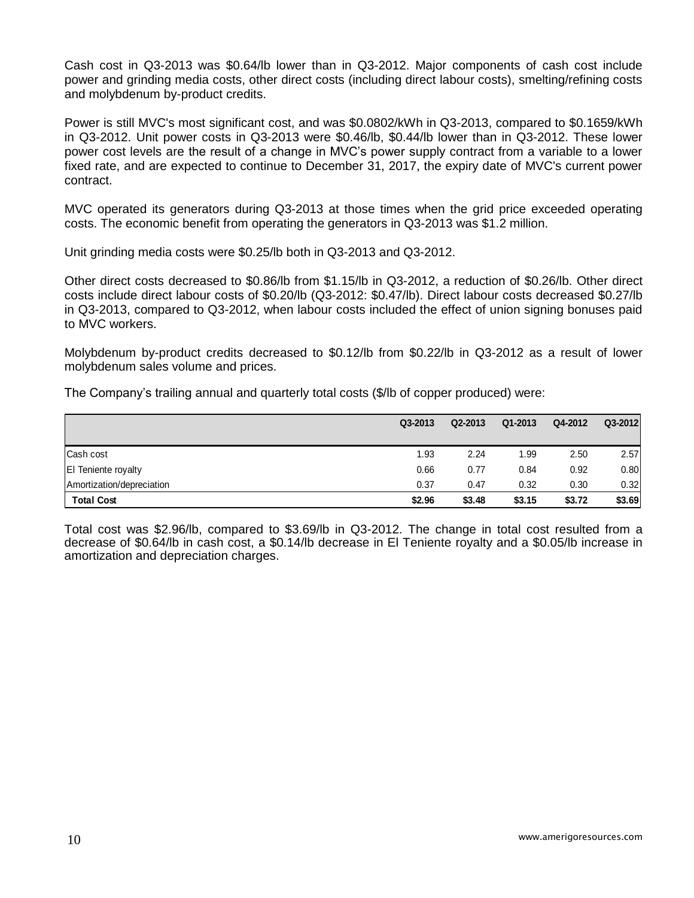Cash cost in Q3-2013 was $0.64/lb lower than in Q3-2012. Major components of cash cost include power and grinding media costs, other direct costs (including direct labour costs), smelting/refining costs and molybdenum by-product credits.

Power is still MVC's most significant cost, and was $0.0802/kWh in Q3-2013, compared to $0.1659/kWh in Q3-2012. Unit power costs in Q3-2013 were $0.46/lb, $0.44/lb lower than in Q3-2012. These lower power cost levels are the result of a change in MVC's power supply contract from a variable to a lower fixed rate, and are expected to continue to December 31, 2017, the expiry date of MVC's current power contract.

MVC operated its generators during Q3-2013 at those times when the grid price exceeded operating costs. The economic benefit from operating the generators in Q3-2013 was $1.2 million.

Unit grinding media costs were $0.25/lb both in Q3-2013 and Q3-2012.

Other direct costs decreased to $0.86/lb from $1.15/lb in Q3-2012, a reduction of $0.26/lb. Other direct costs include direct labour costs of $0.20/lb (Q3-2012: $0.47/lb). Direct labour costs decreased $0.27/lb in Q3-2013, compared to Q3-2012, when labour costs included the effect of union signing bonuses paid to MVC workers.

Molybdenum by-product credits decreased to $0.12/lb from $0.22/lb in Q3-2012 as a result of lower molybdenum sales volume and prices.

The Company's trailing annual and quarterly total costs ($/lb of copper produced) were:

| | Q3-2013 | Q2-2013 | Q1-2013 | Q4-2012 | Q3-2012 |
|---|---|---|---|---|---|
| Cash cost | 1.93 | 2.24 | 1.99 | 2.50 | 2.57 |
| El Teniente royalty | 0.66 | 0.77 | 0.84 | 0.92 | 0.80 |
| Amortization/depreciation | 0.37 | 0.47 | 0.32 | 0.30 | 0.32 |
| **Total Cost** | **$2.96** | **$3.48** | **$3.15** | **$3.72** | **$3.69** |

Total cost was $2.96/lb, compared to $3.69/lb in Q3-2012. The change in total cost resulted from a decrease of $0.64/lb in cash cost, a $0.14/lb decrease in El Teniente royalty and a $0.05/lb increase in amortization and depreciation charges.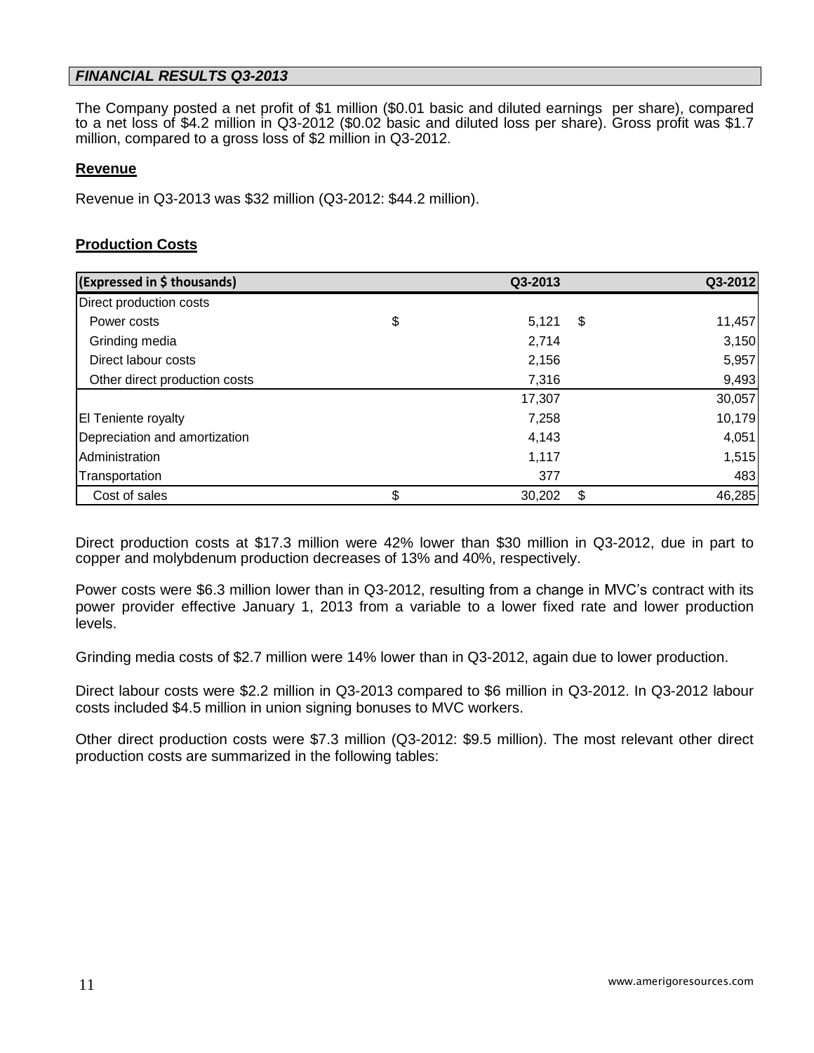## *FINANCIAL RESULTS Q3-2013*

The Company posted a net profit of $1 million ($0.01 basic and diluted earnings per share), compared to a net loss of $4.2 million in Q3-2012 ($0.02 basic and diluted loss per share). Gross profit was $1.7 million, compared to a gross loss of $2 million in Q3-2012.

### Revenue

Revenue in Q3-2013 was $32 million (Q3-2012: $44.2 million).

### Production Costs

| (Expressed in $ thousands) | Q3-2013 | Q3-2012 |
|---|---|---|
| Direct production costs | | |
| Power costs | $ 5,121 | $ 11,457 |
| Grinding media | 2,714 | 3,150 |
| Direct labour costs | 2,156 | 5,957 |
| Other direct production costs | 7,316 | 9,493 |
| | 17,307 | 30,057 |
| El Teniente royalty | 7,258 | 10,179 |
| Depreciation and amortization | 4,143 | 4,051 |
| Administration | 1,117 | 1,515 |
| Transportation | 377 | 483 |
| Cost of sales | $ 30,202 | $ 46,285 |

Direct production costs at $17.3 million were 42% lower than $30 million in Q3-2012, due in part to copper and molybdenum production decreases of 13% and 40%, respectively.

Power costs were $6.3 million lower than in Q3-2012, resulting from a change in MVC's contract with its power provider effective January 1, 2013 from a variable to a lower fixed rate and lower production levels.

Grinding media costs of $2.7 million were 14% lower than in Q3-2012, again due to lower production.

Direct labour costs were $2.2 million in Q3-2013 compared to $6 million in Q3-2012. In Q3-2012 labour costs included $4.5 million in union signing bonuses to MVC workers.

Other direct production costs were $7.3 million (Q3-2012: $9.5 million). The most relevant other direct production costs are summarized in the following tables: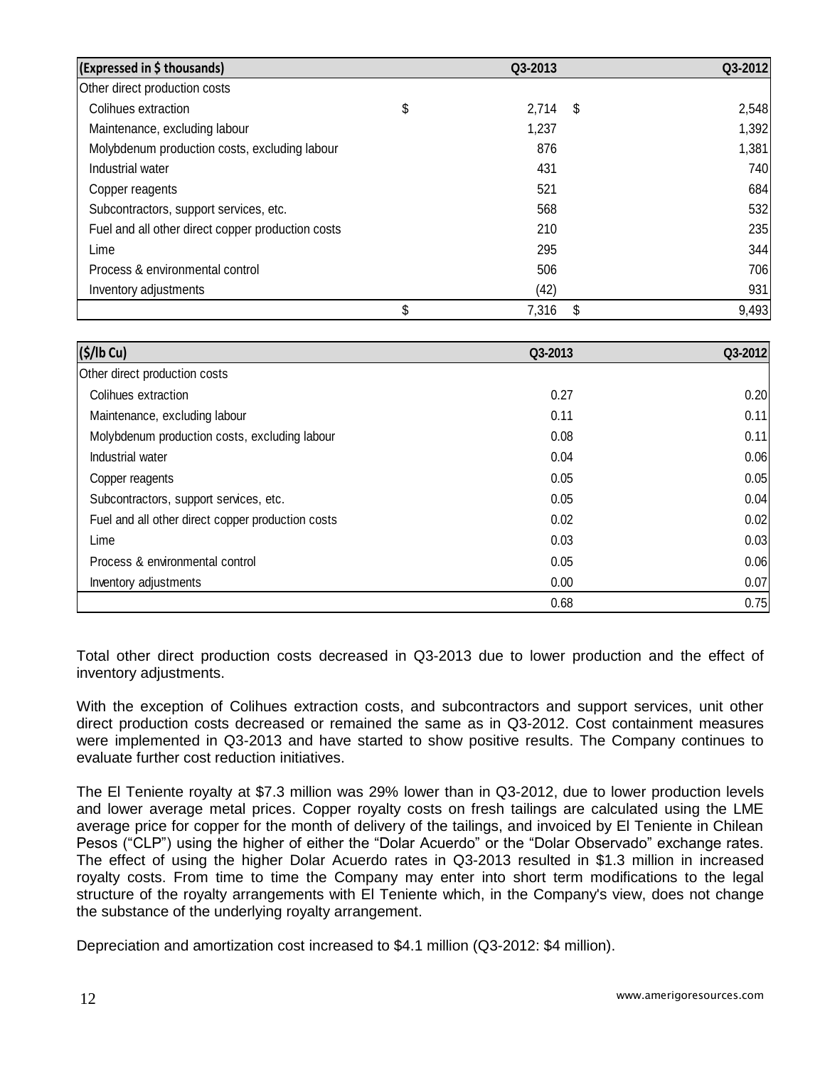| (Expressed in $ thousands) | Q3-2013 | Q3-2012 |
|---|---|---|
| Other direct production costs | | |
| Colihues extraction | $ 2,714 | $ 2,548 |
| Maintenance, excluding labour | 1,237 | 1,392 |
| Molybdenum production costs, excluding labour | 876 | 1,381 |
| Industrial water | 431 | 740 |
| Copper reagents | 521 | 684 |
| Subcontractors, support services, etc. | 568 | 532 |
| Fuel and all other direct copper production costs | 210 | 235 |
| Lime | 295 | 344 |
| Process & environmental control | 506 | 706 |
| Inventory adjustments | (42) | 931 |
| | $ 7,316 | $ 9,493 |

| ($/lb Cu) | Q3-2013 | Q3-2012 |
|---|---|---|
| Other direct production costs | | |
| Colihues extraction | 0.27 | 0.20 |
| Maintenance, excluding labour | 0.11 | 0.11 |
| Molybdenum production costs, excluding labour | 0.08 | 0.11 |
| Industrial water | 0.04 | 0.06 |
| Copper reagents | 0.05 | 0.05 |
| Subcontractors, support services, etc. | 0.05 | 0.04 |
| Fuel and all other direct copper production costs | 0.02 | 0.02 |
| Lime | 0.03 | 0.03 |
| Process & environmental control | 0.05 | 0.06 |
| Inventory adjustments | 0.00 | 0.07 |
| | 0.68 | 0.75 |

Total other direct production costs decreased in Q3-2013 due to lower production and the effect of inventory adjustments.

With the exception of Colihues extraction costs, and subcontractors and support services, unit other direct production costs decreased or remained the same as in Q3-2012. Cost containment measures were implemented in Q3-2013 and have started to show positive results. The Company continues to evaluate further cost reduction initiatives.

The El Teniente royalty at $7.3 million was 29% lower than in Q3-2012, due to lower production levels and lower average metal prices. Copper royalty costs on fresh tailings are calculated using the LME average price for copper for the month of delivery of the tailings, and invoiced by El Teniente in Chilean Pesos ("CLP") using the higher of either the "Dolar Acuerdo" or the "Dolar Observado" exchange rates. The effect of using the higher Dolar Acuerdo rates in Q3-2013 resulted in $1.3 million in increased royalty costs. From time to time the Company may enter into short term modifications to the legal structure of the royalty arrangements with El Teniente which, in the Company's view, does not change the substance of the underlying royalty arrangement.

Depreciation and amortization cost increased to $4.1 million (Q3-2012: $4 million).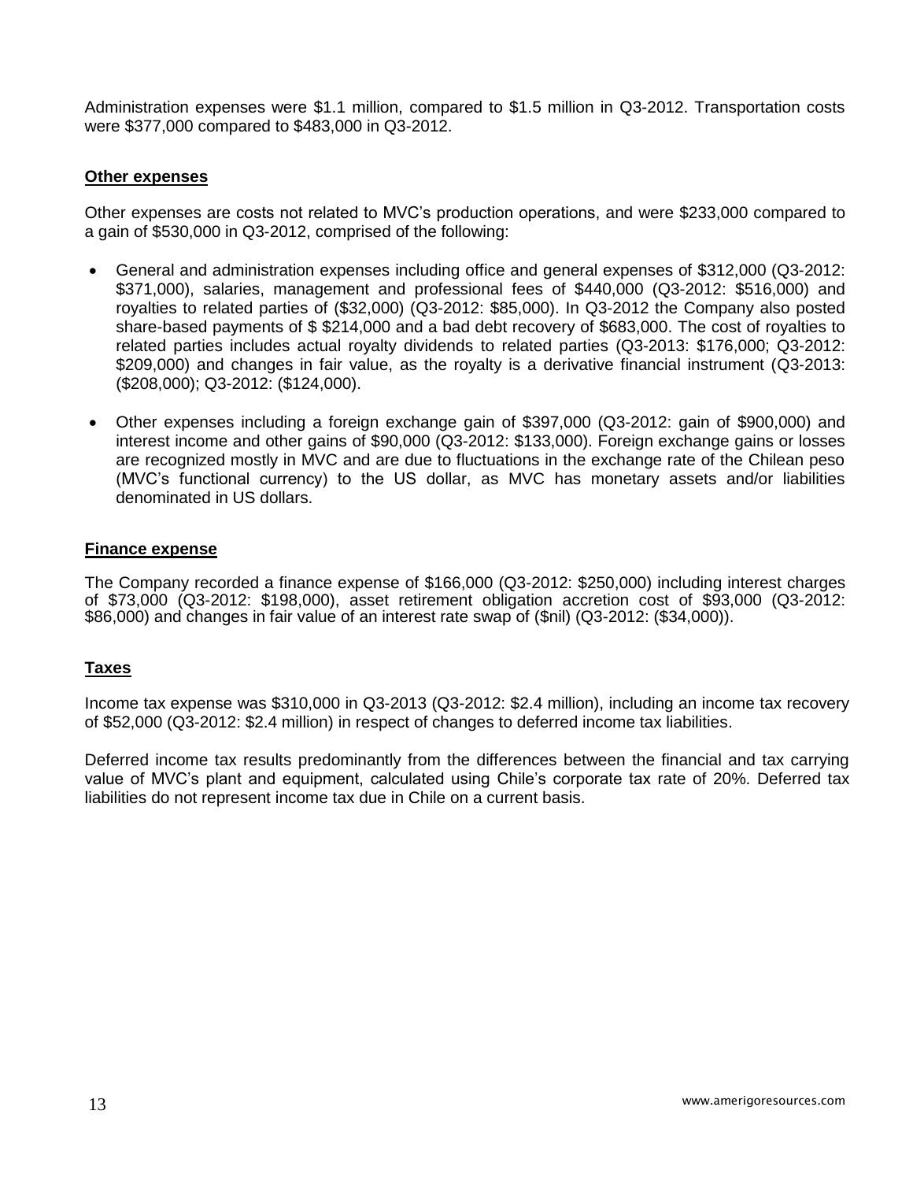Administration expenses were $1.1 million, compared to $1.5 million in Q3-2012. Transportation costs were $377,000 compared to $483,000 in Q3-2012.

## Other expenses

Other expenses are costs not related to MVC's production operations, and were $233,000 compared to a gain of $530,000 in Q3-2012, comprised of the following:

- General and administration expenses including office and general expenses of $312,000 (Q3-2012: $371,000), salaries, management and professional fees of $440,000 (Q3-2012: $516,000) and royalties to related parties of ($32,000) (Q3-2012: $85,000). In Q3-2012 the Company also posted share-based payments of $ $214,000 and a bad debt recovery of $683,000. The cost of royalties to related parties includes actual royalty dividends to related parties (Q3-2013: $176,000; Q3-2012: $209,000) and changes in fair value, as the royalty is a derivative financial instrument (Q3-2013: ($208,000); Q3-2012: ($124,000).
- Other expenses including a foreign exchange gain of $397,000 (Q3-2012: gain of $900,000) and interest income and other gains of $90,000 (Q3-2012: $133,000). Foreign exchange gains or losses are recognized mostly in MVC and are due to fluctuations in the exchange rate of the Chilean peso (MVC's functional currency) to the US dollar, as MVC has monetary assets and/or liabilities denominated in US dollars.

## Finance expense

The Company recorded a finance expense of $166,000 (Q3-2012: $250,000) including interest charges of $73,000 (Q3-2012: $198,000), asset retirement obligation accretion cost of $93,000 (Q3-2012: $86,000) and changes in fair value of an interest rate swap of ($nil) (Q3-2012: ($34,000)).

## Taxes

Income tax expense was $310,000 in Q3-2013 (Q3-2012: $2.4 million), including an income tax recovery of $52,000 (Q3-2012: $2.4 million) in respect of changes to deferred income tax liabilities.

Deferred income tax results predominantly from the differences between the financial and tax carrying value of MVC's plant and equipment, calculated using Chile's corporate tax rate of 20%. Deferred tax liabilities do not represent income tax due in Chile on a current basis.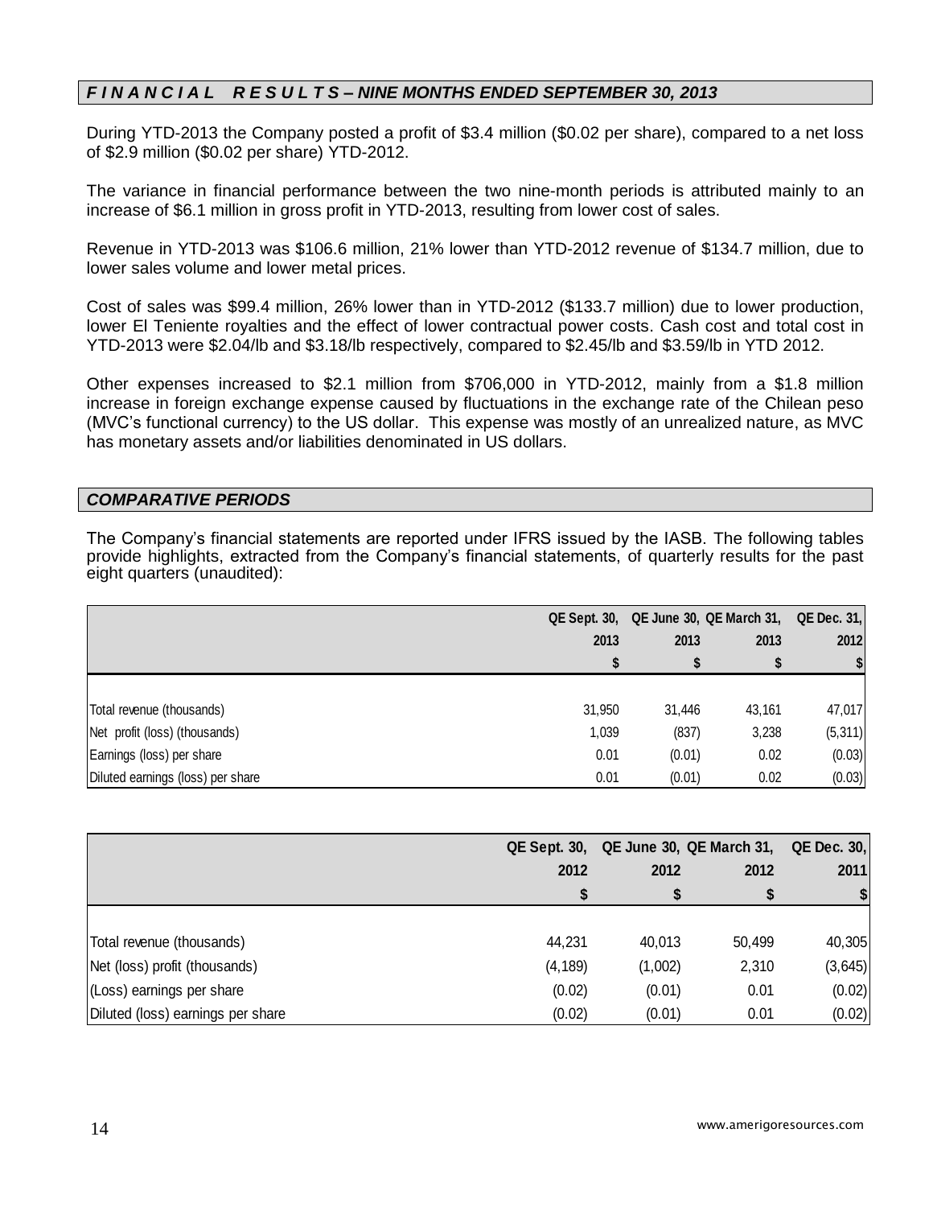## *F I N A N C I A L R E S U L T S – NINE MONTHS ENDED SEPTEMBER 30, 2013*

During YTD-2013 the Company posted a profit of $3.4 million ($0.02 per share), compared to a net loss of $2.9 million ($0.02 per share) YTD-2012.

The variance in financial performance between the two nine-month periods is attributed mainly to an increase of $6.1 million in gross profit in YTD-2013, resulting from lower cost of sales.

Revenue in YTD-2013 was $106.6 million, 21% lower than YTD-2012 revenue of $134.7 million, due to lower sales volume and lower metal prices.

Cost of sales was $99.4 million, 26% lower than in YTD-2012 ($133.7 million) due to lower production, lower El Teniente royalties and the effect of lower contractual power costs. Cash cost and total cost in YTD-2013 were $2.04/lb and $3.18/lb respectively, compared to $2.45/lb and $3.59/lb in YTD 2012.

Other expenses increased to $2.1 million from $706,000 in YTD-2012, mainly from a $1.8 million increase in foreign exchange expense caused by fluctuations in the exchange rate of the Chilean peso (MVC's functional currency) to the US dollar. This expense was mostly of an unrealized nature, as MVC has monetary assets and/or liabilities denominated in US dollars.

## *COMPARATIVE PERIODS*

The Company's financial statements are reported under IFRS issued by the IASB. The following tables provide highlights, extracted from the Company's financial statements, of quarterly results for the past eight quarters (unaudited):

| | QE Sept. 30, 2013 | QE June 30, 2013 | QE March 31, 2013 | QE Dec. 31, 2012 |
|---|---|---|---|---|
| | $ | $ | $ | $ |
| Total revenue (thousands) | 31,950 | 31,446 | 43,161 | 47,017 |
| Net profit (loss) (thousands) | 1,039 | (837) | 3,238 | (5,311) |
| Earnings (loss) per share | 0.01 | (0.01) | 0.02 | (0.03) |
| Diluted earnings (loss) per share | 0.01 | (0.01) | 0.02 | (0.03) |

| | QE Sept. 30, 2012 | QE June 30, 2012 | QE March 31, 2012 | QE Dec. 30, 2011 |
|---|---|---|---|---|
| | $ | $ | $ | $ |
| Total revenue (thousands) | 44,231 | 40,013 | 50,499 | 40,305 |
| Net (loss) profit (thousands) | (4,189) | (1,002) | 2,310 | (3,645) |
| (Loss) earnings per share | (0.02) | (0.01) | 0.01 | (0.02) |
| Diluted (loss) earnings per share | (0.02) | (0.01) | 0.01 | (0.02) |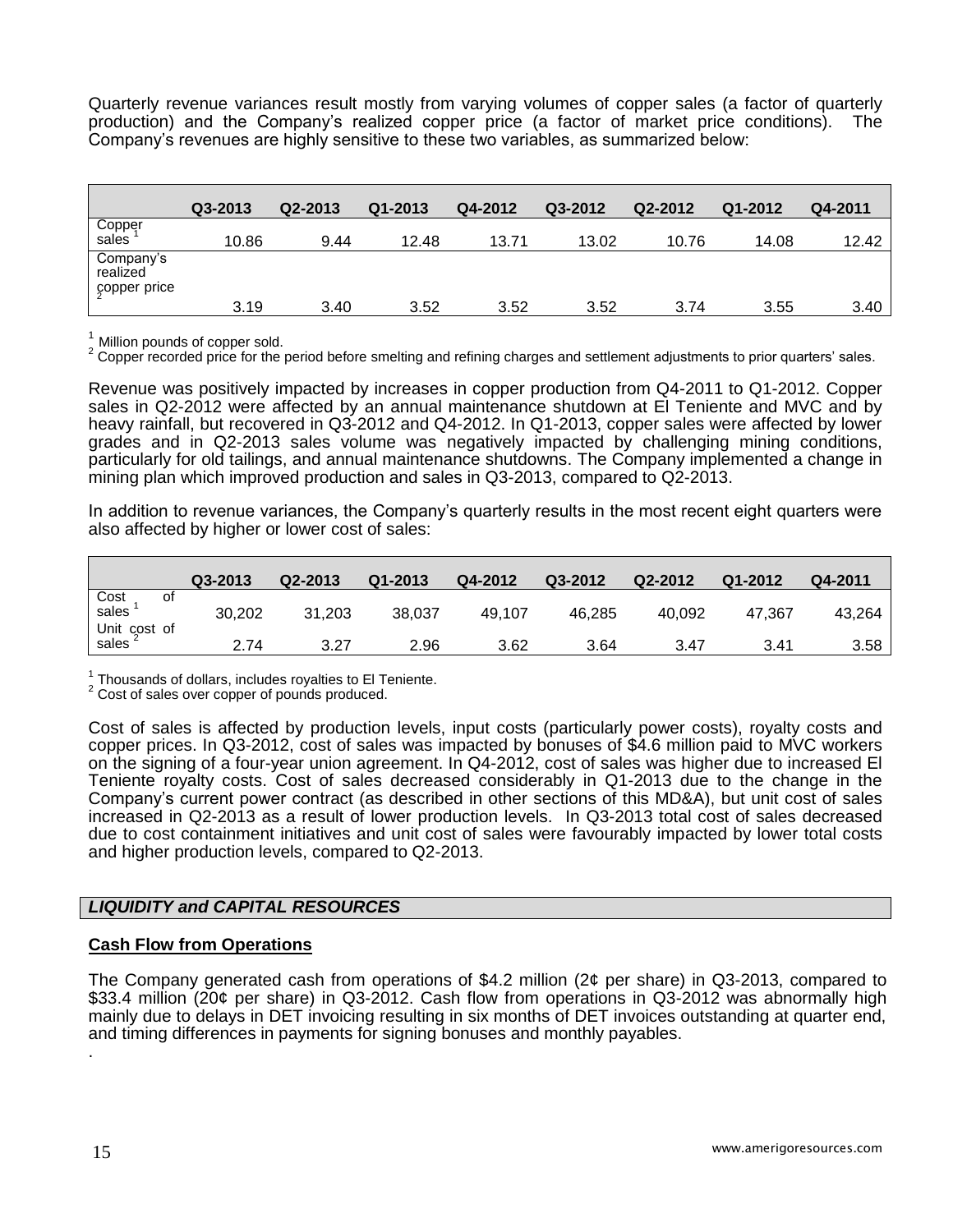Quarterly revenue variances result mostly from varying volumes of copper sales (a factor of quarterly production) and the Company's realized copper price (a factor of market price conditions). The Company's revenues are highly sensitive to these two variables, as summarized below:

| | Q3-2013 | Q2-2013 | Q1-2013 | Q4-2012 | Q3-2012 | Q2-2012 | Q1-2012 | Q4-2011 |
|---|---|---|---|---|---|---|---|---|
| Copper sales [1] | 10.86 | 9.44 | 12.48 | 13.71 | 13.02 | 10.76 | 14.08 | 12.42 |
| Company's realized copper price [2] | 3.19 | 3.40 | 3.52 | 3.52 | 3.52 | 3.74 | 3.55 | 3.40 |

[1] Million pounds of copper sold.
[2] Copper recorded price for the period before smelting and refining charges and settlement adjustments to prior quarters' sales.

Revenue was positively impacted by increases in copper production from Q4-2011 to Q1-2012. Copper sales in Q2-2012 were affected by an annual maintenance shutdown at El Teniente and MVC and by heavy rainfall, but recovered in Q3-2012 and Q4-2012. In Q1-2013, copper sales were affected by lower grades and in Q2-2013 sales volume was negatively impacted by challenging mining conditions, particularly for old tailings, and annual maintenance shutdowns. The Company implemented a change in mining plan which improved production and sales in Q3-2013, compared to Q2-2013.

In addition to revenue variances, the Company's quarterly results in the most recent eight quarters were also affected by higher or lower cost of sales:

| | Q3-2013 | Q2-2013 | Q1-2013 | Q4-2012 | Q3-2012 | Q2-2012 | Q1-2012 | Q4-2011 |
|---|---|---|---|---|---|---|---|---|
| Cost of sales [1] | 30,202 | 31,203 | 38,037 | 49,107 | 46,285 | 40,092 | 47,367 | 43,264 |
| Unit cost of sales [2] | 2.74 | 3.27 | 2.96 | 3.62 | 3.64 | 3.47 | 3.41 | 3.58 |

[1] Thousands of dollars, includes royalties to El Teniente.
[2] Cost of sales over copper of pounds produced.

Cost of sales is affected by production levels, input costs (particularly power costs), royalty costs and copper prices. In Q3-2012, cost of sales was impacted by bonuses of $4.6 million paid to MVC workers on the signing of a four-year union agreement. In Q4-2012, cost of sales was higher due to increased El Teniente royalty costs. Cost of sales decreased considerably in Q1-2013 due to the change in the Company's current power contract (as described in other sections of this MD&A), but unit cost of sales increased in Q2-2013 as a result of lower production levels. In Q3-2013 total cost of sales decreased due to cost containment initiatives and unit cost of sales were favourably impacted by lower total costs and higher production levels, compared to Q2-2013.

## *LIQUIDITY and CAPITAL RESOURCES*

### Cash Flow from Operations

The Company generated cash from operations of $4.2 million (2¢ per share) in Q3-2013, compared to $33.4 million (20¢ per share) in Q3-2012. Cash flow from operations in Q3-2012 was abnormally high mainly due to delays in DET invoicing resulting in six months of DET invoices outstanding at quarter end, and timing differences in payments for signing bonuses and monthly payables.

.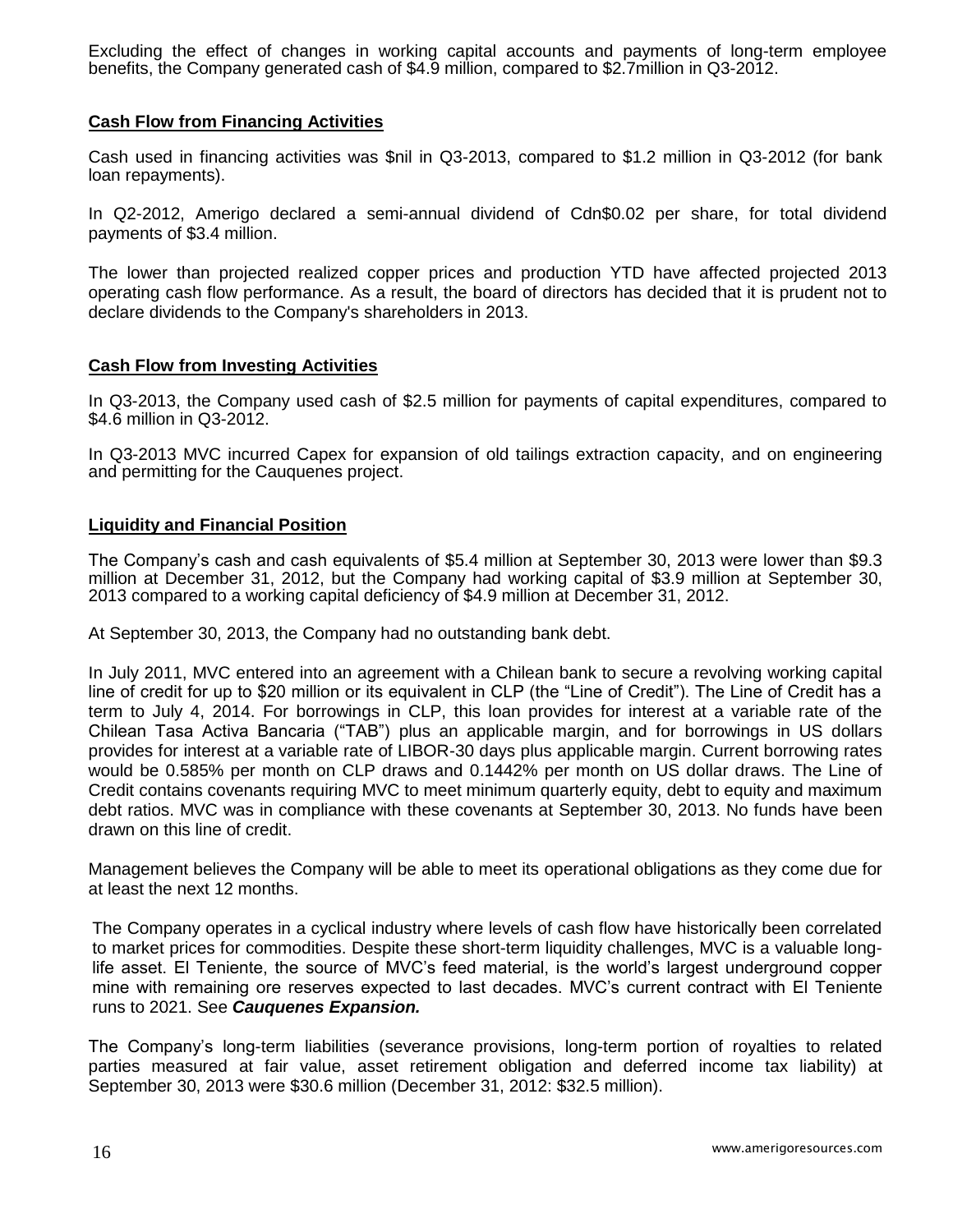Excluding the effect of changes in working capital accounts and payments of long-term employee benefits, the Company generated cash of $4.9 million, compared to $2.7million in Q3-2012.

**Cash Flow from Financing Activities**

Cash used in financing activities was $nil in Q3-2013, compared to $1.2 million in Q3-2012 (for bank loan repayments).

In Q2-2012, Amerigo declared a semi-annual dividend of Cdn$0.02 per share, for total dividend payments of $3.4 million.

The lower than projected realized copper prices and production YTD have affected projected 2013 operating cash flow performance. As a result, the board of directors has decided that it is prudent not to declare dividends to the Company's shareholders in 2013.

**Cash Flow from Investing Activities**

In Q3-2013, the Company used cash of $2.5 million for payments of capital expenditures, compared to $4.6 million in Q3-2012.

In Q3-2013 MVC incurred Capex for expansion of old tailings extraction capacity, and on engineering and permitting for the Cauquenes project.

**Liquidity and Financial Position**

The Company's cash and cash equivalents of $5.4 million at September 30, 2013 were lower than $9.3 million at December 31, 2012, but the Company had working capital of $3.9 million at September 30, 2013 compared to a working capital deficiency of $4.9 million at December 31, 2012.

At September 30, 2013, the Company had no outstanding bank debt.

In July 2011, MVC entered into an agreement with a Chilean bank to secure a revolving working capital line of credit for up to $20 million or its equivalent in CLP (the "Line of Credit"). The Line of Credit has a term to July 4, 2014. For borrowings in CLP, this loan provides for interest at a variable rate of the Chilean Tasa Activa Bancaria ("TAB") plus an applicable margin, and for borrowings in US dollars provides for interest at a variable rate of LIBOR-30 days plus applicable margin. Current borrowing rates would be 0.585% per month on CLP draws and 0.1442% per month on US dollar draws. The Line of Credit contains covenants requiring MVC to meet minimum quarterly equity, debt to equity and maximum debt ratios. MVC was in compliance with these covenants at September 30, 2013. No funds have been drawn on this line of credit.

Management believes the Company will be able to meet its operational obligations as they come due for at least the next 12 months.

The Company operates in a cyclical industry where levels of cash flow have historically been correlated to market prices for commodities. Despite these short-term liquidity challenges, MVC is a valuable long-life asset. El Teniente, the source of MVC's feed material, is the world's largest underground copper mine with remaining ore reserves expected to last decades. MVC's current contract with El Teniente runs to 2021. See ***Cauquenes Expansion.***

The Company's long-term liabilities (severance provisions, long-term portion of royalties to related parties measured at fair value, asset retirement obligation and deferred income tax liability) at September 30, 2013 were $30.6 million (December 31, 2012: $32.5 million).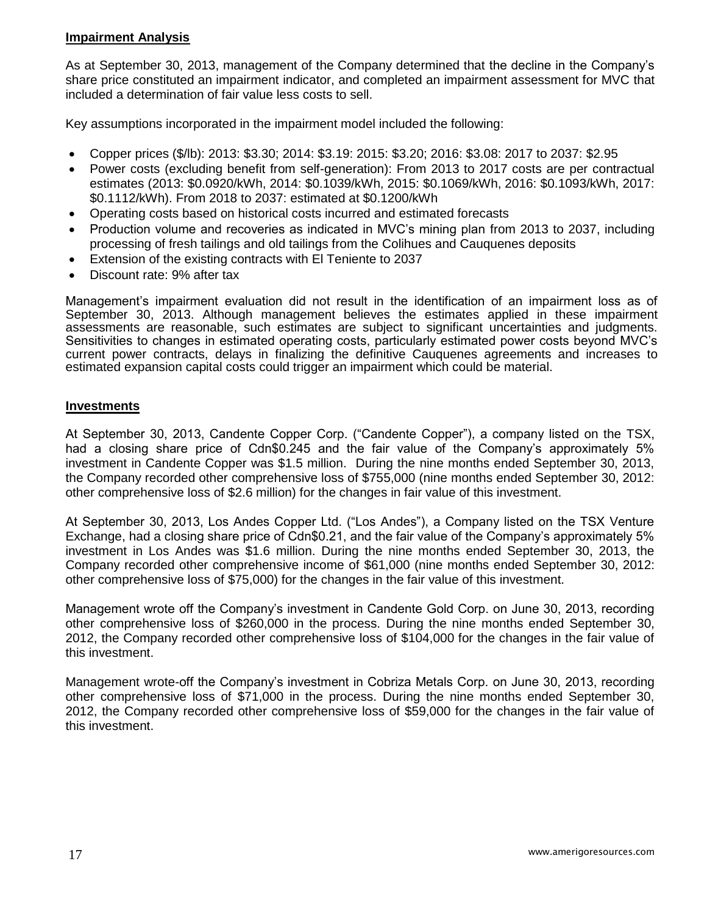## Impairment Analysis

As at September 30, 2013, management of the Company determined that the decline in the Company's share price constituted an impairment indicator, and completed an impairment assessment for MVC that included a determination of fair value less costs to sell.

Key assumptions incorporated in the impairment model included the following:

- Copper prices ($/lb): 2013: $3.30; 2014: $3.19: 2015: $3.20; 2016: $3.08: 2017 to 2037: $2.95
- Power costs (excluding benefit from self-generation): From 2013 to 2017 costs are per contractual estimates (2013: $0.0920/kWh, 2014: $0.1039/kWh, 2015: $0.1069/kWh, 2016: $0.1093/kWh, 2017: $0.1112/kWh). From 2018 to 2037: estimated at $0.1200/kWh
- Operating costs based on historical costs incurred and estimated forecasts
- Production volume and recoveries as indicated in MVC's mining plan from 2013 to 2037, including processing of fresh tailings and old tailings from the Colihues and Cauquenes deposits
- Extension of the existing contracts with El Teniente to 2037
- Discount rate: 9% after tax

Management's impairment evaluation did not result in the identification of an impairment loss as of September 30, 2013. Although management believes the estimates applied in these impairment assessments are reasonable, such estimates are subject to significant uncertainties and judgments. Sensitivities to changes in estimated operating costs, particularly estimated power costs beyond MVC's current power contracts, delays in finalizing the definitive Cauquenes agreements and increases to estimated expansion capital costs could trigger an impairment which could be material.

## Investments

At September 30, 2013, Candente Copper Corp. ("Candente Copper"), a company listed on the TSX, had a closing share price of Cdn$0.245 and the fair value of the Company's approximately 5% investment in Candente Copper was $1.5 million. During the nine months ended September 30, 2013, the Company recorded other comprehensive loss of $755,000 (nine months ended September 30, 2012: other comprehensive loss of $2.6 million) for the changes in fair value of this investment.

At September 30, 2013, Los Andes Copper Ltd. ("Los Andes"), a Company listed on the TSX Venture Exchange, had a closing share price of Cdn$0.21, and the fair value of the Company's approximately 5% investment in Los Andes was $1.6 million. During the nine months ended September 30, 2013, the Company recorded other comprehensive income of $61,000 (nine months ended September 30, 2012: other comprehensive loss of $75,000) for the changes in the fair value of this investment.

Management wrote off the Company's investment in Candente Gold Corp. on June 30, 2013, recording other comprehensive loss of $260,000 in the process. During the nine months ended September 30, 2012, the Company recorded other comprehensive loss of $104,000 for the changes in the fair value of this investment.

Management wrote-off the Company's investment in Cobriza Metals Corp. on June 30, 2013, recording other comprehensive loss of $71,000 in the process. During the nine months ended September 30, 2012, the Company recorded other comprehensive loss of $59,000 for the changes in the fair value of this investment.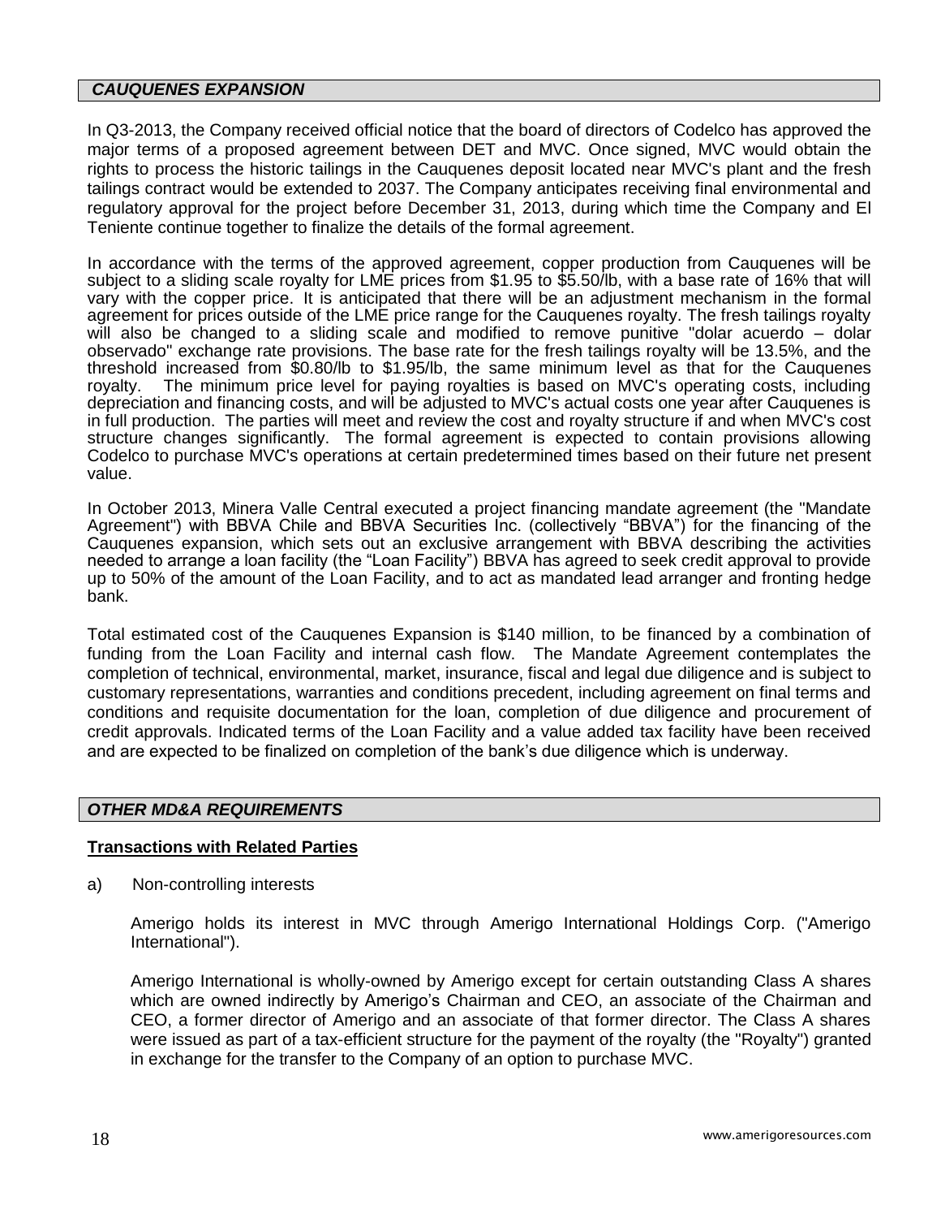## *CAUQUENES EXPANSION*

In Q3-2013, the Company received official notice that the board of directors of Codelco has approved the major terms of a proposed agreement between DET and MVC. Once signed, MVC would obtain the rights to process the historic tailings in the Cauquenes deposit located near MVC's plant and the fresh tailings contract would be extended to 2037. The Company anticipates receiving final environmental and regulatory approval for the project before December 31, 2013, during which time the Company and El Teniente continue together to finalize the details of the formal agreement.

In accordance with the terms of the approved agreement, copper production from Cauquenes will be subject to a sliding scale royalty for LME prices from $1.95 to $5.50/lb, with a base rate of 16% that will vary with the copper price. It is anticipated that there will be an adjustment mechanism in the formal agreement for prices outside of the LME price range for the Cauquenes royalty. The fresh tailings royalty will also be changed to a sliding scale and modified to remove punitive "dolar acuerdo – dolar observado" exchange rate provisions. The base rate for the fresh tailings royalty will be 13.5%, and the threshold increased from $0.80/lb to $1.95/lb, the same minimum level as that for the Cauquenes royalty. The minimum price level for paying royalties is based on MVC's operating costs, including depreciation and financing costs, and will be adjusted to MVC's actual costs one year after Cauquenes is in full production. The parties will meet and review the cost and royalty structure if and when MVC's cost structure changes significantly. The formal agreement is expected to contain provisions allowing Codelco to purchase MVC's operations at certain predetermined times based on their future net present value.

In October 2013, Minera Valle Central executed a project financing mandate agreement (the "Mandate Agreement") with BBVA Chile and BBVA Securities Inc. (collectively "BBVA") for the financing of the Cauquenes expansion, which sets out an exclusive arrangement with BBVA describing the activities needed to arrange a loan facility (the "Loan Facility") BBVA has agreed to seek credit approval to provide up to 50% of the amount of the Loan Facility, and to act as mandated lead arranger and fronting hedge bank.

Total estimated cost of the Cauquenes Expansion is $140 million, to be financed by a combination of funding from the Loan Facility and internal cash flow. The Mandate Agreement contemplates the completion of technical, environmental, market, insurance, fiscal and legal due diligence and is subject to customary representations, warranties and conditions precedent, including agreement on final terms and conditions and requisite documentation for the loan, completion of due diligence and procurement of credit approvals. Indicated terms of the Loan Facility and a value added tax facility have been received and are expected to be finalized on completion of the bank's due diligence which is underway.

## *OTHER MD&A REQUIREMENTS*

### Transactions with Related Parties

a) Non-controlling interests

Amerigo holds its interest in MVC through Amerigo International Holdings Corp. ("Amerigo International").

Amerigo International is wholly-owned by Amerigo except for certain outstanding Class A shares which are owned indirectly by Amerigo's Chairman and CEO, an associate of the Chairman and CEO, a former director of Amerigo and an associate of that former director. The Class A shares were issued as part of a tax-efficient structure for the payment of the royalty (the "Royalty") granted in exchange for the transfer to the Company of an option to purchase MVC.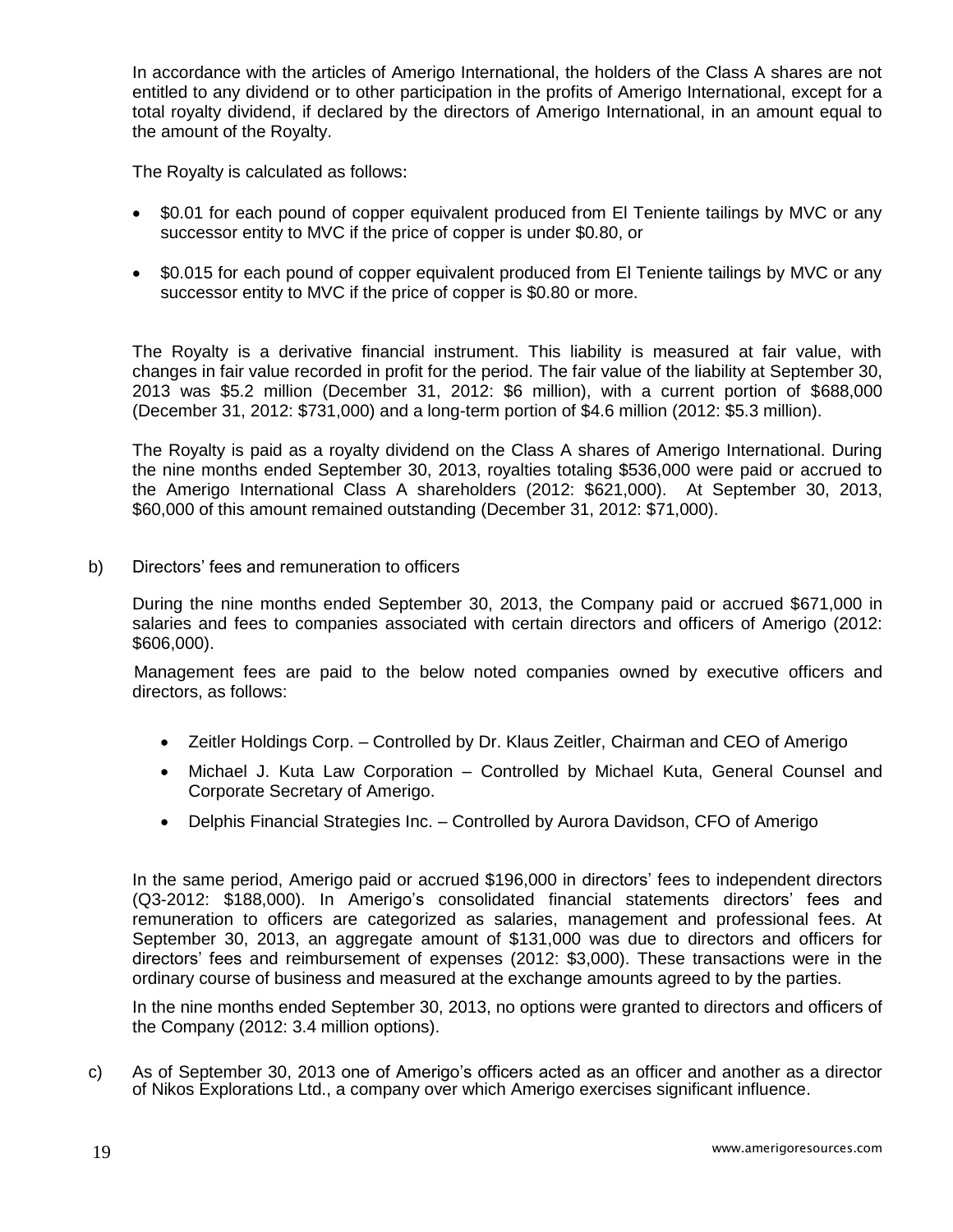In accordance with the articles of Amerigo International, the holders of the Class A shares are not entitled to any dividend or to other participation in the profits of Amerigo International, except for a total royalty dividend, if declared by the directors of Amerigo International, in an amount equal to the amount of the Royalty.

The Royalty is calculated as follows:

- $0.01 for each pound of copper equivalent produced from El Teniente tailings by MVC or any successor entity to MVC if the price of copper is under $0.80, or
- $0.015 for each pound of copper equivalent produced from El Teniente tailings by MVC or any successor entity to MVC if the price of copper is $0.80 or more.

The Royalty is a derivative financial instrument. This liability is measured at fair value, with changes in fair value recorded in profit for the period. The fair value of the liability at September 30, 2013 was $5.2 million (December 31, 2012: $6 million), with a current portion of $688,000 (December 31, 2012: $731,000) and a long-term portion of $4.6 million (2012: $5.3 million).

The Royalty is paid as a royalty dividend on the Class A shares of Amerigo International. During the nine months ended September 30, 2013, royalties totaling $536,000 were paid or accrued to the Amerigo International Class A shareholders (2012: $621,000). At September 30, 2013, $60,000 of this amount remained outstanding (December 31, 2012: $71,000).

b) Directors' fees and remuneration to officers

During the nine months ended September 30, 2013, the Company paid or accrued $671,000 in salaries and fees to companies associated with certain directors and officers of Amerigo (2012: $606,000).

Management fees are paid to the below noted companies owned by executive officers and directors, as follows:

- Zeitler Holdings Corp. – Controlled by Dr. Klaus Zeitler, Chairman and CEO of Amerigo
- Michael J. Kuta Law Corporation – Controlled by Michael Kuta, General Counsel and Corporate Secretary of Amerigo.
- Delphis Financial Strategies Inc. – Controlled by Aurora Davidson, CFO of Amerigo

In the same period, Amerigo paid or accrued $196,000 in directors' fees to independent directors (Q3-2012: $188,000). In Amerigo's consolidated financial statements directors' fees and remuneration to officers are categorized as salaries, management and professional fees. At September 30, 2013, an aggregate amount of $131,000 was due to directors and officers for directors' fees and reimbursement of expenses (2012: $3,000). These transactions were in the ordinary course of business and measured at the exchange amounts agreed to by the parties.

In the nine months ended September 30, 2013, no options were granted to directors and officers of the Company (2012: 3.4 million options).

c) As of September 30, 2013 one of Amerigo's officers acted as an officer and another as a director of Nikos Explorations Ltd., a company over which Amerigo exercises significant influence.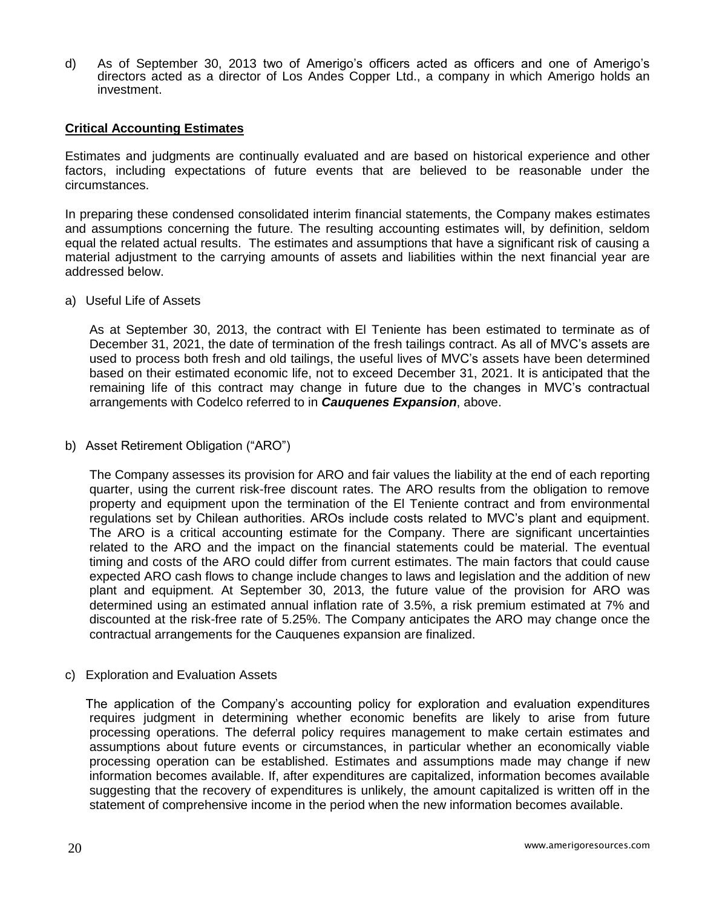d) As of September 30, 2013 two of Amerigo's officers acted as officers and one of Amerigo's directors acted as a director of Los Andes Copper Ltd., a company in which Amerigo holds an investment.

## Critical Accounting Estimates

Estimates and judgments are continually evaluated and are based on historical experience and other factors, including expectations of future events that are believed to be reasonable under the circumstances.

In preparing these condensed consolidated interim financial statements, the Company makes estimates and assumptions concerning the future. The resulting accounting estimates will, by definition, seldom equal the related actual results. The estimates and assumptions that have a significant risk of causing a material adjustment to the carrying amounts of assets and liabilities within the next financial year are addressed below.

a) Useful Life of Assets

As at September 30, 2013, the contract with El Teniente has been estimated to terminate as of December 31, 2021, the date of termination of the fresh tailings contract. As all of MVC's assets are used to process both fresh and old tailings, the useful lives of MVC's assets have been determined based on their estimated economic life, not to exceed December 31, 2021. It is anticipated that the remaining life of this contract may change in future due to the changes in MVC's contractual arrangements with Codelco referred to in ***Cauquenes Expansion***, above.

b) Asset Retirement Obligation ("ARO")

The Company assesses its provision for ARO and fair values the liability at the end of each reporting quarter, using the current risk-free discount rates. The ARO results from the obligation to remove property and equipment upon the termination of the El Teniente contract and from environmental regulations set by Chilean authorities. AROs include costs related to MVC's plant and equipment. The ARO is a critical accounting estimate for the Company. There are significant uncertainties related to the ARO and the impact on the financial statements could be material. The eventual timing and costs of the ARO could differ from current estimates. The main factors that could cause expected ARO cash flows to change include changes to laws and legislation and the addition of new plant and equipment. At September 30, 2013, the future value of the provision for ARO was determined using an estimated annual inflation rate of 3.5%, a risk premium estimated at 7% and discounted at the risk-free rate of 5.25%. The Company anticipates the ARO may change once the contractual arrangements for the Cauquenes expansion are finalized.

c) Exploration and Evaluation Assets

The application of the Company's accounting policy for exploration and evaluation expenditures requires judgment in determining whether economic benefits are likely to arise from future processing operations. The deferral policy requires management to make certain estimates and assumptions about future events or circumstances, in particular whether an economically viable processing operation can be established. Estimates and assumptions made may change if new information becomes available. If, after expenditures are capitalized, information becomes available suggesting that the recovery of expenditures is unlikely, the amount capitalized is written off in the statement of comprehensive income in the period when the new information becomes available.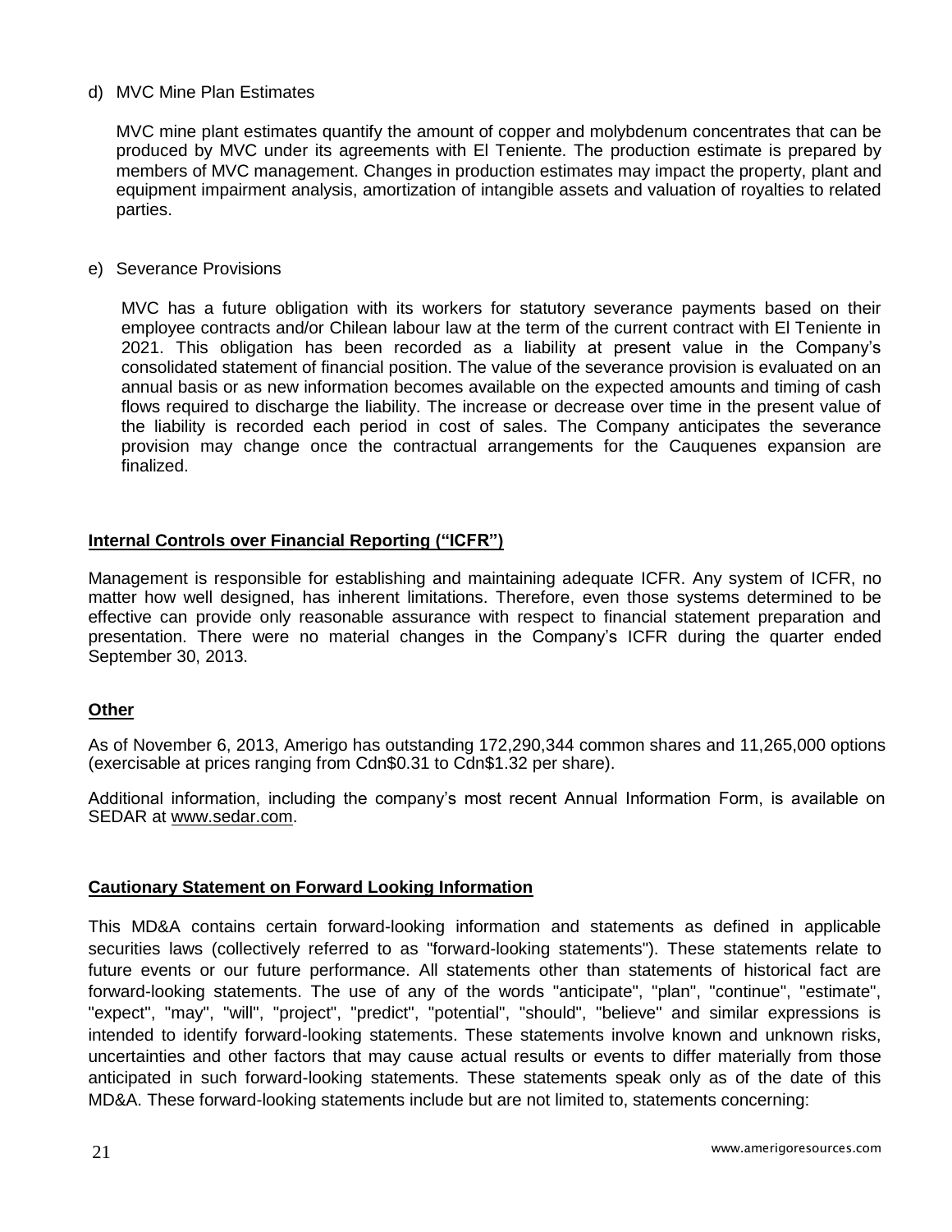d) MVC Mine Plan Estimates

MVC mine plant estimates quantify the amount of copper and molybdenum concentrates that can be produced by MVC under its agreements with El Teniente. The production estimate is prepared by members of MVC management. Changes in production estimates may impact the property, plant and equipment impairment analysis, amortization of intangible assets and valuation of royalties to related parties.

e) Severance Provisions

MVC has a future obligation with its workers for statutory severance payments based on their employee contracts and/or Chilean labour law at the term of the current contract with El Teniente in 2021. This obligation has been recorded as a liability at present value in the Company's consolidated statement of financial position. The value of the severance provision is evaluated on an annual basis or as new information becomes available on the expected amounts and timing of cash flows required to discharge the liability. The increase or decrease over time in the present value of the liability is recorded each period in cost of sales. The Company anticipates the severance provision may change once the contractual arrangements for the Cauquenes expansion are finalized.

## Internal Controls over Financial Reporting ("ICFR")

Management is responsible for establishing and maintaining adequate ICFR. Any system of ICFR, no matter how well designed, has inherent limitations. Therefore, even those systems determined to be effective can provide only reasonable assurance with respect to financial statement preparation and presentation. There were no material changes in the Company's ICFR during the quarter ended September 30, 2013.

## Other

As of November 6, 2013, Amerigo has outstanding 172,290,344 common shares and 11,265,000 options (exercisable at prices ranging from Cdn$0.31 to Cdn$1.32 per share).

Additional information, including the company's most recent Annual Information Form, is available on SEDAR at www.sedar.com.

## Cautionary Statement on Forward Looking Information

This MD&A contains certain forward-looking information and statements as defined in applicable securities laws (collectively referred to as "forward-looking statements"). These statements relate to future events or our future performance. All statements other than statements of historical fact are forward-looking statements. The use of any of the words "anticipate", "plan", "continue", "estimate", "expect", "may", "will", "project", "predict", "potential", "should", "believe" and similar expressions is intended to identify forward-looking statements. These statements involve known and unknown risks, uncertainties and other factors that may cause actual results or events to differ materially from those anticipated in such forward-looking statements. These statements speak only as of the date of this MD&A. These forward-looking statements include but are not limited to, statements concerning: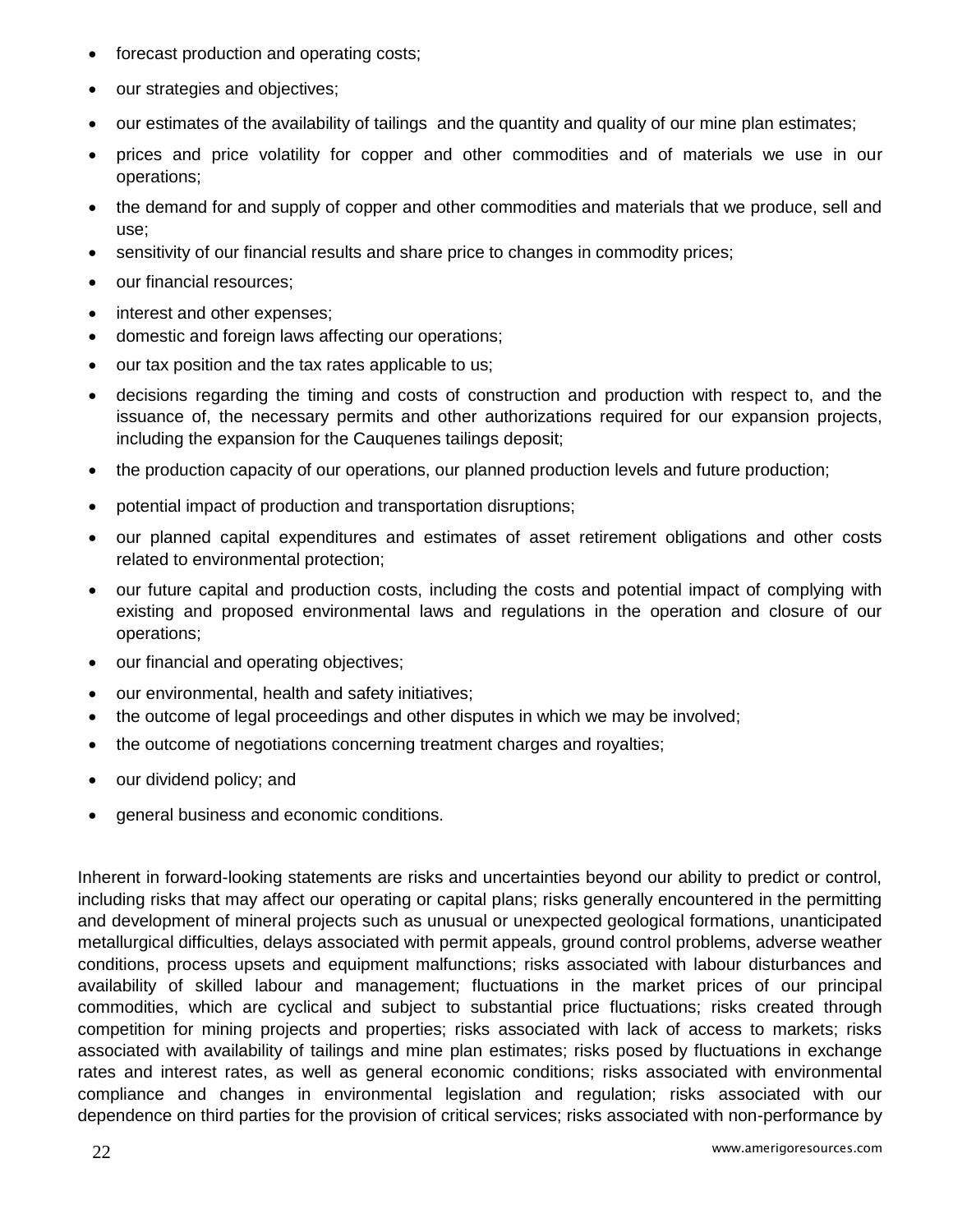- forecast production and operating costs;
- our strategies and objectives;
- our estimates of the availability of tailings and the quantity and quality of our mine plan estimates;
- prices and price volatility for copper and other commodities and of materials we use in our operations;
- the demand for and supply of copper and other commodities and materials that we produce, sell and use;
- sensitivity of our financial results and share price to changes in commodity prices;
- our financial resources;
- interest and other expenses;
- domestic and foreign laws affecting our operations;
- our tax position and the tax rates applicable to us;
- decisions regarding the timing and costs of construction and production with respect to, and the issuance of, the necessary permits and other authorizations required for our expansion projects, including the expansion for the Cauquenes tailings deposit;
- the production capacity of our operations, our planned production levels and future production;
- potential impact of production and transportation disruptions;
- our planned capital expenditures and estimates of asset retirement obligations and other costs related to environmental protection;
- our future capital and production costs, including the costs and potential impact of complying with existing and proposed environmental laws and regulations in the operation and closure of our operations;
- our financial and operating objectives;
- our environmental, health and safety initiatives;
- the outcome of legal proceedings and other disputes in which we may be involved;
- the outcome of negotiations concerning treatment charges and royalties;
- our dividend policy; and
- general business and economic conditions.

Inherent in forward-looking statements are risks and uncertainties beyond our ability to predict or control, including risks that may affect our operating or capital plans; risks generally encountered in the permitting and development of mineral projects such as unusual or unexpected geological formations, unanticipated metallurgical difficulties, delays associated with permit appeals, ground control problems, adverse weather conditions, process upsets and equipment malfunctions; risks associated with labour disturbances and availability of skilled labour and management; fluctuations in the market prices of our principal commodities, which are cyclical and subject to substantial price fluctuations; risks created through competition for mining projects and properties; risks associated with lack of access to markets; risks associated with availability of tailings and mine plan estimates; risks posed by fluctuations in exchange rates and interest rates, as well as general economic conditions; risks associated with environmental compliance and changes in environmental legislation and regulation; risks associated with our dependence on third parties for the provision of critical services; risks associated with non-performance by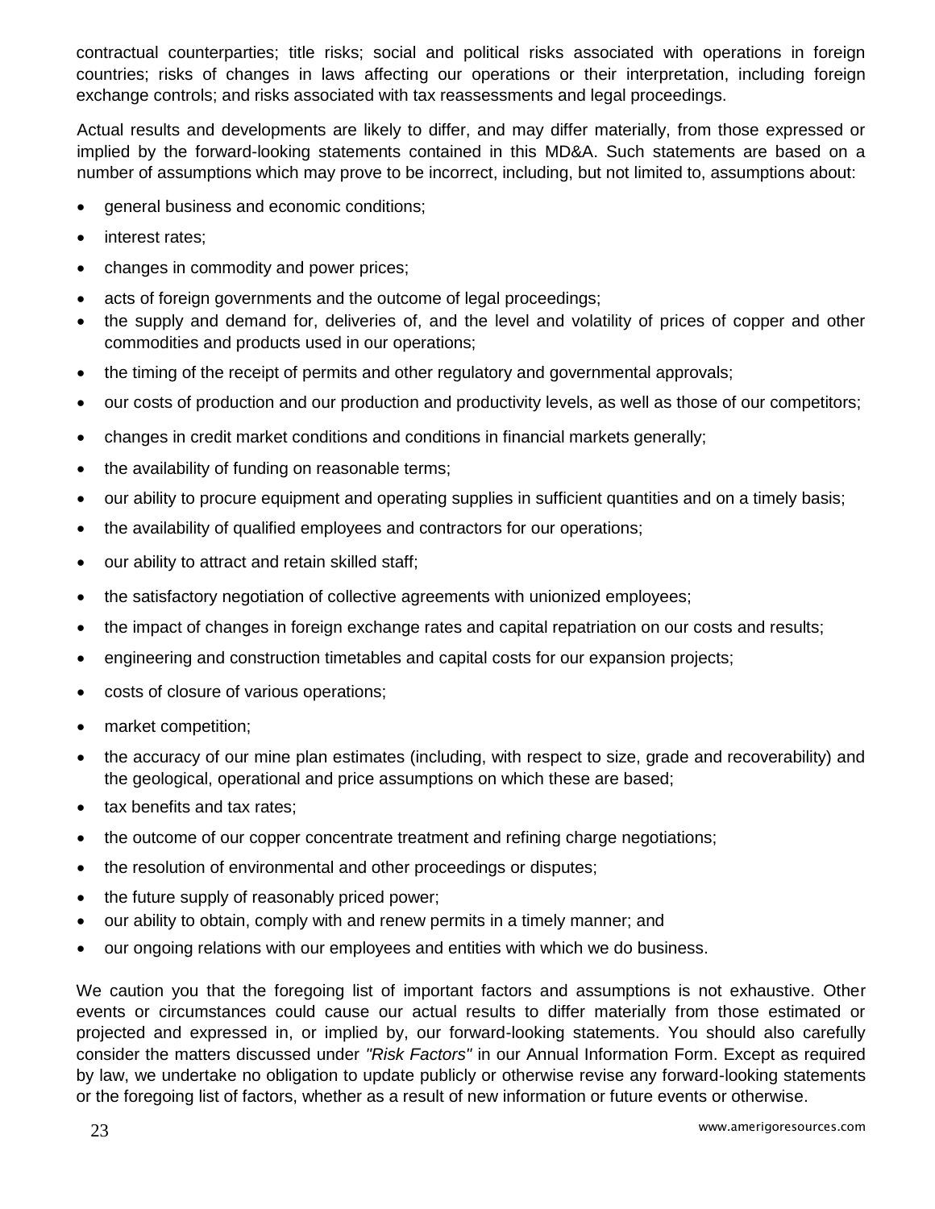contractual counterparties; title risks; social and political risks associated with operations in foreign countries; risks of changes in laws affecting our operations or their interpretation, including foreign exchange controls; and risks associated with tax reassessments and legal proceedings.

Actual results and developments are likely to differ, and may differ materially, from those expressed or implied by the forward-looking statements contained in this MD&A. Such statements are based on a number of assumptions which may prove to be incorrect, including, but not limited to, assumptions about:

- general business and economic conditions;
- interest rates;
- changes in commodity and power prices;
- acts of foreign governments and the outcome of legal proceedings;
- the supply and demand for, deliveries of, and the level and volatility of prices of copper and other commodities and products used in our operations;
- the timing of the receipt of permits and other regulatory and governmental approvals;
- our costs of production and our production and productivity levels, as well as those of our competitors;
- changes in credit market conditions and conditions in financial markets generally;
- the availability of funding on reasonable terms;
- our ability to procure equipment and operating supplies in sufficient quantities and on a timely basis;
- the availability of qualified employees and contractors for our operations;
- our ability to attract and retain skilled staff;
- the satisfactory negotiation of collective agreements with unionized employees;
- the impact of changes in foreign exchange rates and capital repatriation on our costs and results;
- engineering and construction timetables and capital costs for our expansion projects;
- costs of closure of various operations;
- market competition;
- the accuracy of our mine plan estimates (including, with respect to size, grade and recoverability) and the geological, operational and price assumptions on which these are based;
- tax benefits and tax rates;
- the outcome of our copper concentrate treatment and refining charge negotiations;
- the resolution of environmental and other proceedings or disputes;
- the future supply of reasonably priced power;
- our ability to obtain, comply with and renew permits in a timely manner; and
- our ongoing relations with our employees and entities with which we do business.

We caution you that the foregoing list of important factors and assumptions is not exhaustive. Other events or circumstances could cause our actual results to differ materially from those estimated or projected and expressed in, or implied by, our forward-looking statements. You should also carefully consider the matters discussed under *"Risk Factors"* in our Annual Information Form. Except as required by law, we undertake no obligation to update publicly or otherwise revise any forward-looking statements or the foregoing list of factors, whether as a result of new information or future events or otherwise.